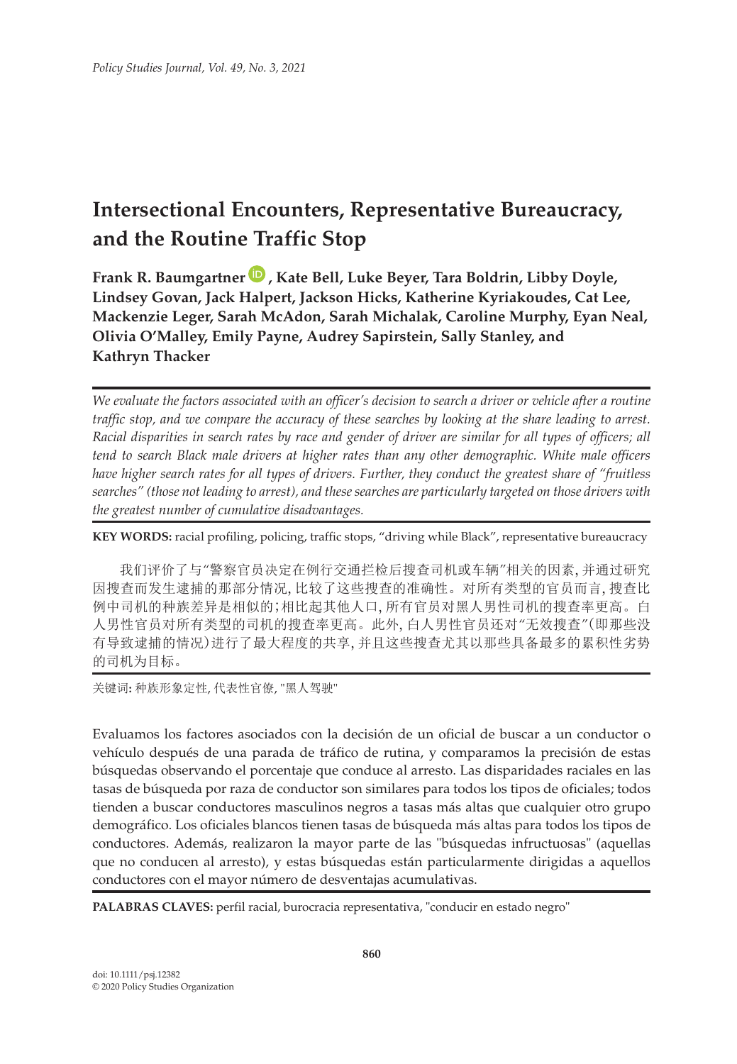# Intersectional Encounters, Representative Bureaucracy, and the Routine Traffic Stop

**Frank R. Baumgartner, Kate Bell, Luke Beyer, Tara Boldrin, Libby Doyle, Lindsey Govan, Jack Halpert, Jackson Hicks, Katherine Kyriakoudes, Cat Lee, Mackenzie Leger, Sarah McAdon, Sarah Michalak, Caroline Murphy, Eyan Neal, Olivia O'Malley, Emily Payne, Audrey Sapirstein, Sally Stanley, and Kathryn Thacker**

*We evaluate the factors associated with an officer's decision to search a driver or vehicle after a routine traffic stop, and we compare the accuracy of these searches by looking at the share leading to arrest. Racial disparities in search rates by race and gender of driver are similar for all types of officers; all tend to search Black male drivers at higher rates than any other demographic. White male officers have higher search rates for all types of drivers. Further, they conduct the greatest share of "fruitless searches" (those not leading to arrest), and these searches are particularly targeted on those drivers with the greatest number of cumulative disadvantages.*

**KEY WORDS:** racial profiling, policing, traffic stops, "driving while Black", representative bureaucracy

我们评价了与"警察官员决定在例行交通拦检后搜查司机或车辆"相关的因素，并通过研究因搜查而发生逮捕的那部分情况，比较了这些搜查的准确性。对所有类型的官员而言，搜查比例中司机的种族差异是相似的；相比起其他人口，所有官员对黑人男性司机的搜查率更高。白人男性官员对所有类型的司机的搜查率更高。此外，白人男性官员还对"无效搜查"（即那些没有导致逮捕的情况）进行了最大程度的共享，并且这些搜查尤其以那些具备最多的累积性劣势的司机为目标。

关键词：种族形象定性，代表性官僚，"黑人驾驶"

Evaluamos los factores asociados con la decisión de un oficial de buscar a un conductor o vehículo después de una parada de tráfico de rutina, y comparamos la precisión de estas búsquedas observando el porcentaje que conduce al arresto. Las disparidades raciales en las tasas de búsqueda por raza de conductor son similares para todos los tipos de oficiales; todos tienden a buscar conductores masculinos negros a tasas más altas que cualquier otro grupo demográfico. Los oficiales blancos tienen tasas de búsqueda más altas para todos los tipos de conductores. Además, realizaron la mayor parte de las "búsquedas infructuosas" (aquellas que no conducen al arresto), y estas búsquedas están particularmente dirigidas a aquellos conductores con el mayor número de desventajas acumulativas.

**PALABRAS CLAVES:** perfil racial, burocracia representativa, "conducir en estado negro"

doi: 10.1111/psj.12382
© 2020 Policy Studies Organization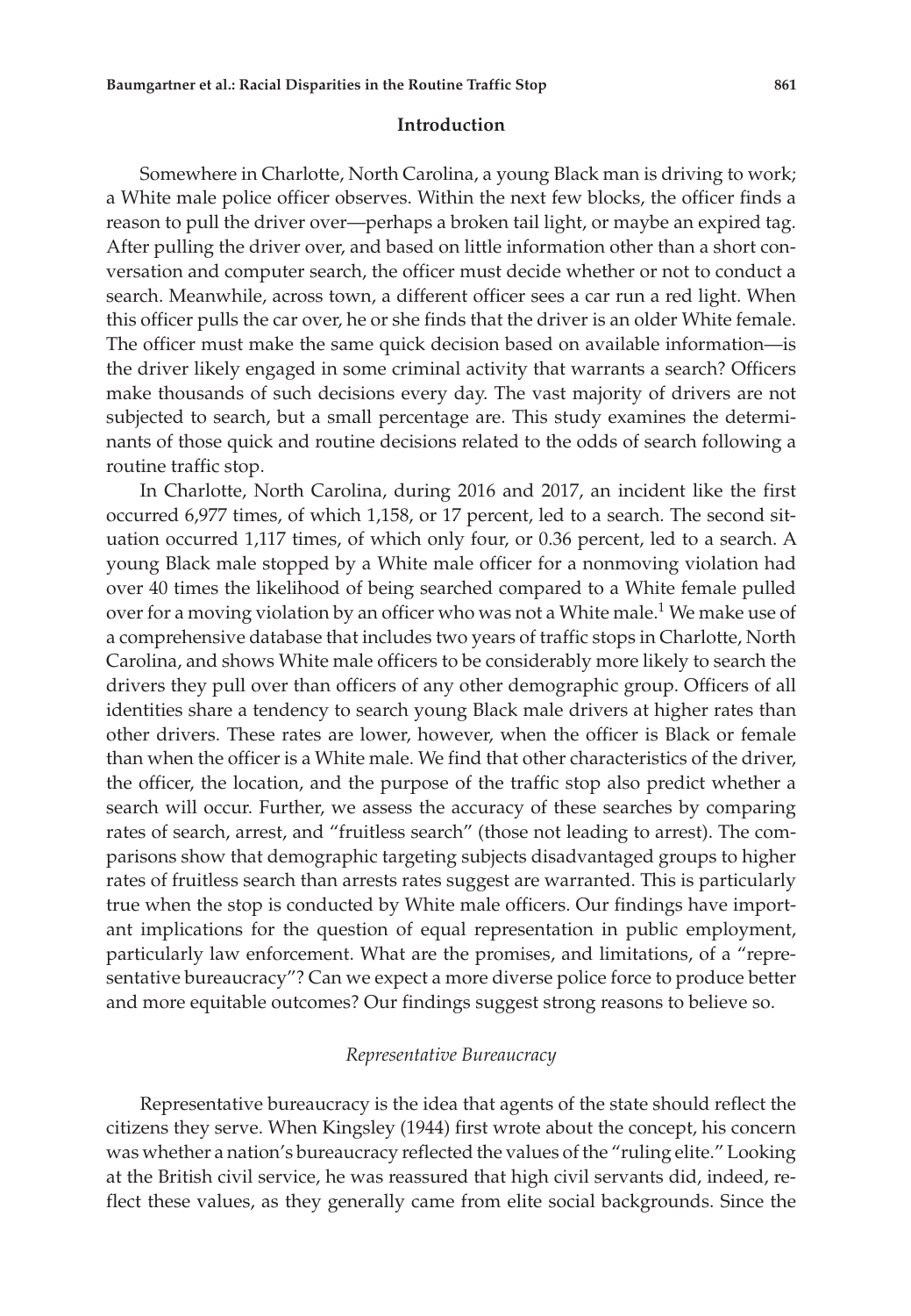## Introduction

Somewhere in Charlotte, North Carolina, a young Black man is driving to work; a White male police officer observes. Within the next few blocks, the officer finds a reason to pull the driver over—perhaps a broken tail light, or maybe an expired tag. After pulling the driver over, and based on little information other than a short conversation and computer search, the officer must decide whether or not to conduct a search. Meanwhile, across town, a different officer sees a car run a red light. When this officer pulls the car over, he or she finds that the driver is an older White female. The officer must make the same quick decision based on available information—is the driver likely engaged in some criminal activity that warrants a search? Officers make thousands of such decisions every day. The vast majority of drivers are not subjected to search, but a small percentage are. This study examines the determinants of those quick and routine decisions related to the odds of search following a routine traffic stop.

In Charlotte, North Carolina, during 2016 and 2017, an incident like the first occurred 6,977 times, of which 1,158, or 17 percent, led to a search. The second situation occurred 1,117 times, of which only four, or 0.36 percent, led to a search. A young Black male stopped by a White male officer for a nonmoving violation had over 40 times the likelihood of being searched compared to a White female pulled over for a moving violation by an officer who was not a White male.[1] We make use of a comprehensive database that includes two years of traffic stops in Charlotte, North Carolina, and shows White male officers to be considerably more likely to search the drivers they pull over than officers of any other demographic group. Officers of all identities share a tendency to search young Black male drivers at higher rates than other drivers. These rates are lower, however, when the officer is Black or female than when the officer is a White male. We find that other characteristics of the driver, the officer, the location, and the purpose of the traffic stop also predict whether a search will occur. Further, we assess the accuracy of these searches by comparing rates of search, arrest, and "fruitless search" (those not leading to arrest). The comparisons show that demographic targeting subjects disadvantaged groups to higher rates of fruitless search than arrests rates suggest are warranted. This is particularly true when the stop is conducted by White male officers. Our findings have important implications for the question of equal representation in public employment, particularly law enforcement. What are the promises, and limitations, of a "representative bureaucracy"? Can we expect a more diverse police force to produce better and more equitable outcomes? Our findings suggest strong reasons to believe so.

### *Representative Bureaucracy*

Representative bureaucracy is the idea that agents of the state should reflect the citizens they serve. When Kingsley (1944) first wrote about the concept, his concern was whether a nation's bureaucracy reflected the values of the "ruling elite." Looking at the British civil service, he was reassured that high civil servants did, indeed, reflect these values, as they generally came from elite social backgrounds. Since the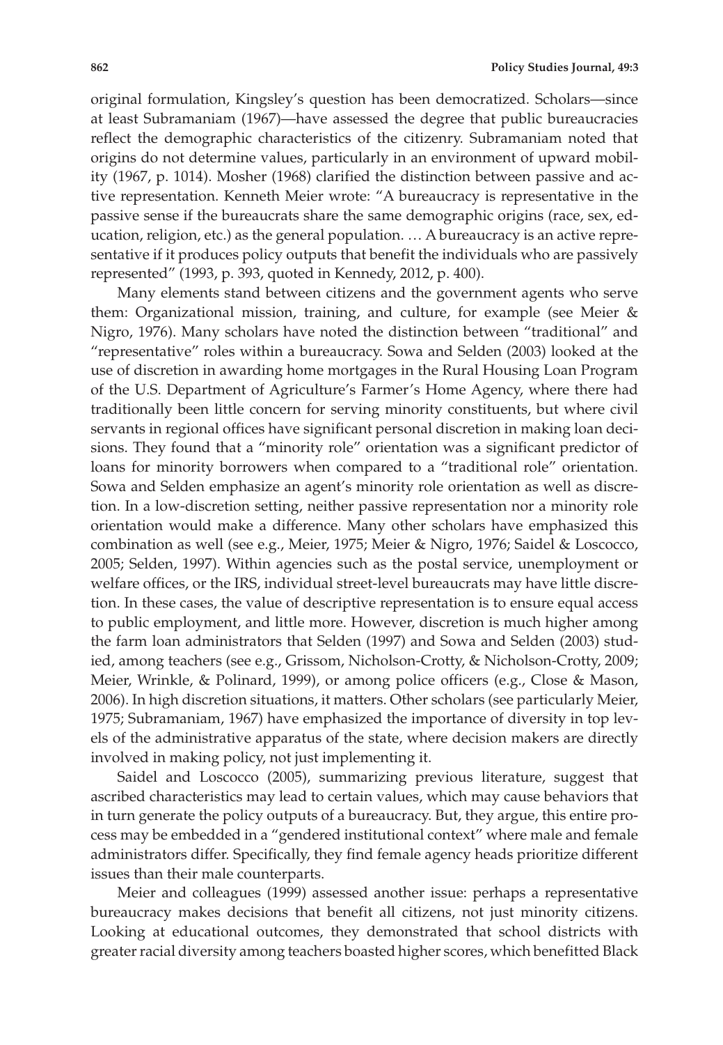original formulation, Kingsley's question has been democratized. Scholars—since at least Subramaniam (1967)—have assessed the degree that public bureaucracies reflect the demographic characteristics of the citizenry. Subramaniam noted that origins do not determine values, particularly in an environment of upward mobility (1967, p. 1014). Mosher (1968) clarified the distinction between passive and active representation. Kenneth Meier wrote: "A bureaucracy is representative in the passive sense if the bureaucrats share the same demographic origins (race, sex, education, religion, etc.) as the general population. … A bureaucracy is an active representative if it produces policy outputs that benefit the individuals who are passively represented" (1993, p. 393, quoted in Kennedy, 2012, p. 400).

Many elements stand between citizens and the government agents who serve them: Organizational mission, training, and culture, for example (see Meier & Nigro, 1976). Many scholars have noted the distinction between "traditional" and "representative" roles within a bureaucracy. Sowa and Selden (2003) looked at the use of discretion in awarding home mortgages in the Rural Housing Loan Program of the U.S. Department of Agriculture's Farmer's Home Agency, where there had traditionally been little concern for serving minority constituents, but where civil servants in regional offices have significant personal discretion in making loan decisions. They found that a "minority role" orientation was a significant predictor of loans for minority borrowers when compared to a "traditional role" orientation. Sowa and Selden emphasize an agent's minority role orientation as well as discretion. In a low-discretion setting, neither passive representation nor a minority role orientation would make a difference. Many other scholars have emphasized this combination as well (see e.g., Meier, 1975; Meier & Nigro, 1976; Saidel & Loscocco, 2005; Selden, 1997). Within agencies such as the postal service, unemployment or welfare offices, or the IRS, individual street-level bureaucrats may have little discretion. In these cases, the value of descriptive representation is to ensure equal access to public employment, and little more. However, discretion is much higher among the farm loan administrators that Selden (1997) and Sowa and Selden (2003) studied, among teachers (see e.g., Grissom, Nicholson-Crotty, & Nicholson-Crotty, 2009; Meier, Wrinkle, & Polinard, 1999), or among police officers (e.g., Close & Mason, 2006). In high discretion situations, it matters. Other scholars (see particularly Meier, 1975; Subramaniam, 1967) have emphasized the importance of diversity in top levels of the administrative apparatus of the state, where decision makers are directly involved in making policy, not just implementing it.

Saidel and Loscocco (2005), summarizing previous literature, suggest that ascribed characteristics may lead to certain values, which may cause behaviors that in turn generate the policy outputs of a bureaucracy. But, they argue, this entire process may be embedded in a "gendered institutional context" where male and female administrators differ. Specifically, they find female agency heads prioritize different issues than their male counterparts.

Meier and colleagues (1999) assessed another issue: perhaps a representative bureaucracy makes decisions that benefit all citizens, not just minority citizens. Looking at educational outcomes, they demonstrated that school districts with greater racial diversity among teachers boasted higher scores, which benefitted Black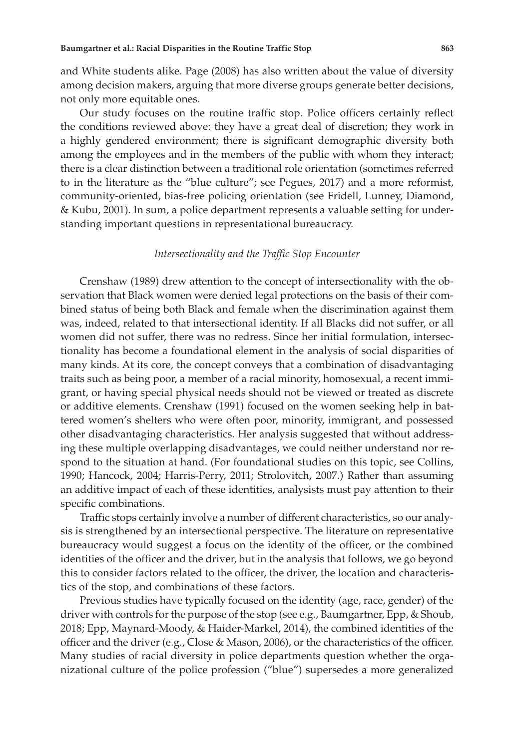and White students alike. Page (2008) has also written about the value of diversity among decision makers, arguing that more diverse groups generate better decisions, not only more equitable ones.

Our study focuses on the routine traffic stop. Police officers certainly reflect the conditions reviewed above: they have a great deal of discretion; they work in a highly gendered environment; there is significant demographic diversity both among the employees and in the members of the public with whom they interact; there is a clear distinction between a traditional role orientation (sometimes referred to in the literature as the "blue culture"; see Pegues, 2017) and a more reformist, community-oriented, bias-free policing orientation (see Fridell, Lunney, Diamond, & Kubu, 2001). In sum, a police department represents a valuable setting for understanding important questions in representational bureaucracy.

### *Intersectionality and the Traffic Stop Encounter*

Crenshaw (1989) drew attention to the concept of intersectionality with the observation that Black women were denied legal protections on the basis of their combined status of being both Black and female when the discrimination against them was, indeed, related to that intersectional identity. If all Blacks did not suffer, or all women did not suffer, there was no redress. Since her initial formulation, intersectionality has become a foundational element in the analysis of social disparities of many kinds. At its core, the concept conveys that a combination of disadvantaging traits such as being poor, a member of a racial minority, homosexual, a recent immigrant, or having special physical needs should not be viewed or treated as discrete or additive elements. Crenshaw (1991) focused on the women seeking help in battered women's shelters who were often poor, minority, immigrant, and possessed other disadvantaging characteristics. Her analysis suggested that without addressing these multiple overlapping disadvantages, we could neither understand nor respond to the situation at hand. (For foundational studies on this topic, see Collins, 1990; Hancock, 2004; Harris-Perry, 2011; Strolovitch, 2007.) Rather than assuming an additive impact of each of these identities, analysists must pay attention to their specific combinations.

Traffic stops certainly involve a number of different characteristics, so our analysis is strengthened by an intersectional perspective. The literature on representative bureaucracy would suggest a focus on the identity of the officer, or the combined identities of the officer and the driver, but in the analysis that follows, we go beyond this to consider factors related to the officer, the driver, the location and characteristics of the stop, and combinations of these factors.

Previous studies have typically focused on the identity (age, race, gender) of the driver with controls for the purpose of the stop (see e.g., Baumgartner, Epp, & Shoub, 2018; Epp, Maynard-Moody, & Haider-Markel, 2014), the combined identities of the officer and the driver (e.g., Close & Mason, 2006), or the characteristics of the officer. Many studies of racial diversity in police departments question whether the organizational culture of the police profession ("blue") supersedes a more generalized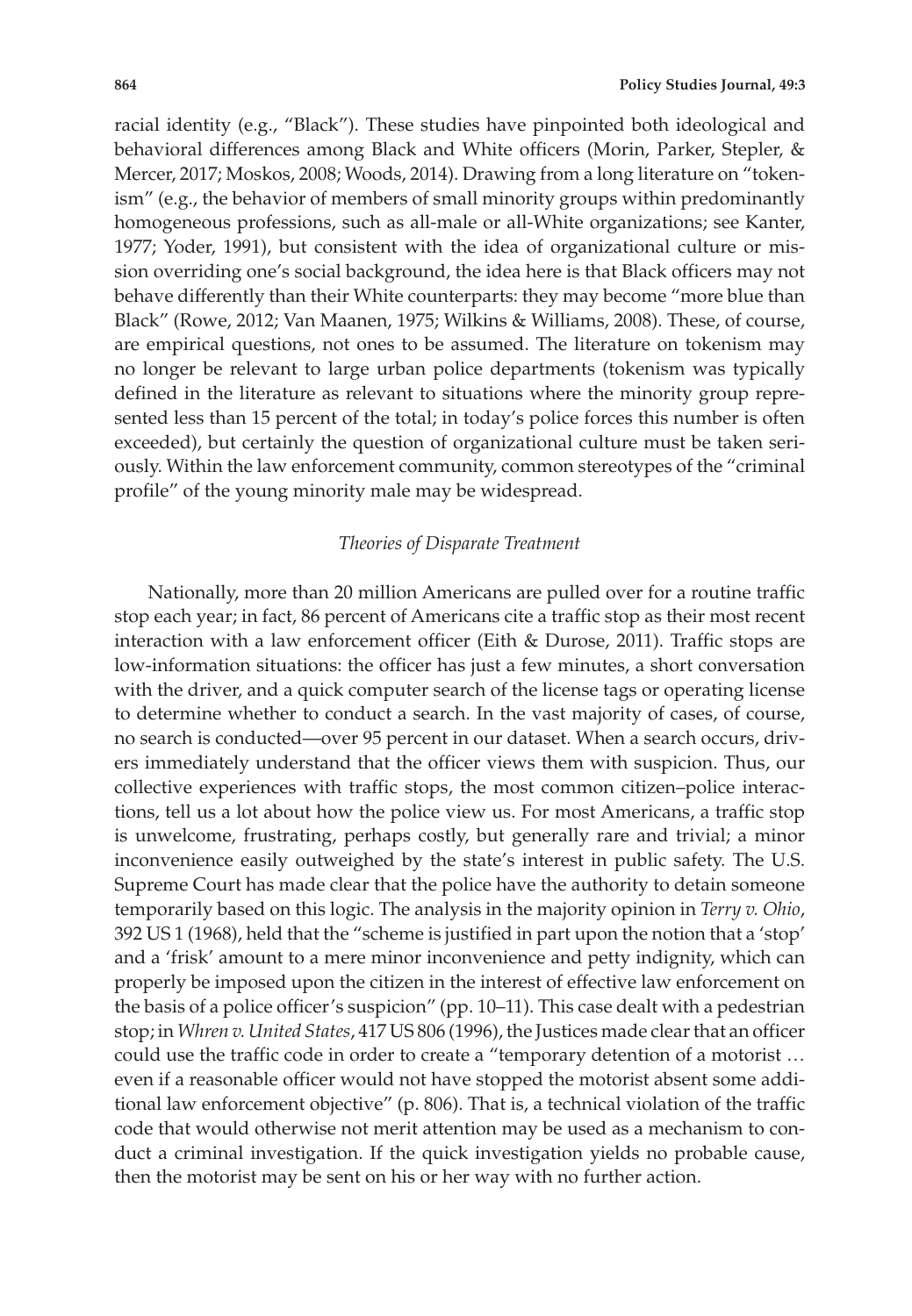racial identity (e.g., "Black"). These studies have pinpointed both ideological and behavioral differences among Black and White officers (Morin, Parker, Stepler, & Mercer, 2017; Moskos, 2008; Woods, 2014). Drawing from a long literature on "tokenism" (e.g., the behavior of members of small minority groups within predominantly homogeneous professions, such as all-male or all-White organizations; see Kanter, 1977; Yoder, 1991), but consistent with the idea of organizational culture or mission overriding one's social background, the idea here is that Black officers may not behave differently than their White counterparts: they may become "more blue than Black" (Rowe, 2012; Van Maanen, 1975; Wilkins & Williams, 2008). These, of course, are empirical questions, not ones to be assumed. The literature on tokenism may no longer be relevant to large urban police departments (tokenism was typically defined in the literature as relevant to situations where the minority group represented less than 15 percent of the total; in today's police forces this number is often exceeded), but certainly the question of organizational culture must be taken seriously. Within the law enforcement community, common stereotypes of the "criminal profile" of the young minority male may be widespread.

### *Theories of Disparate Treatment*

Nationally, more than 20 million Americans are pulled over for a routine traffic stop each year; in fact, 86 percent of Americans cite a traffic stop as their most recent interaction with a law enforcement officer (Eith & Durose, 2011). Traffic stops are low-information situations: the officer has just a few minutes, a short conversation with the driver, and a quick computer search of the license tags or operating license to determine whether to conduct a search. In the vast majority of cases, of course, no search is conducted—over 95 percent in our dataset. When a search occurs, drivers immediately understand that the officer views them with suspicion. Thus, our collective experiences with traffic stops, the most common citizen–police interactions, tell us a lot about how the police view us. For most Americans, a traffic stop is unwelcome, frustrating, perhaps costly, but generally rare and trivial; a minor inconvenience easily outweighed by the state's interest in public safety. The U.S. Supreme Court has made clear that the police have the authority to detain someone temporarily based on this logic. The analysis in the majority opinion in *Terry v. Ohio*, 392 US 1 (1968), held that the "scheme is justified in part upon the notion that a 'stop' and a 'frisk' amount to a mere minor inconvenience and petty indignity, which can properly be imposed upon the citizen in the interest of effective law enforcement on the basis of a police officer's suspicion" (pp. 10–11). This case dealt with a pedestrian stop; in *Whren v. United States*, 417 US 806 (1996), the Justices made clear that an officer could use the traffic code in order to create a "temporary detention of a motorist … even if a reasonable officer would not have stopped the motorist absent some additional law enforcement objective" (p. 806). That is, a technical violation of the traffic code that would otherwise not merit attention may be used as a mechanism to conduct a criminal investigation. If the quick investigation yields no probable cause, then the motorist may be sent on his or her way with no further action.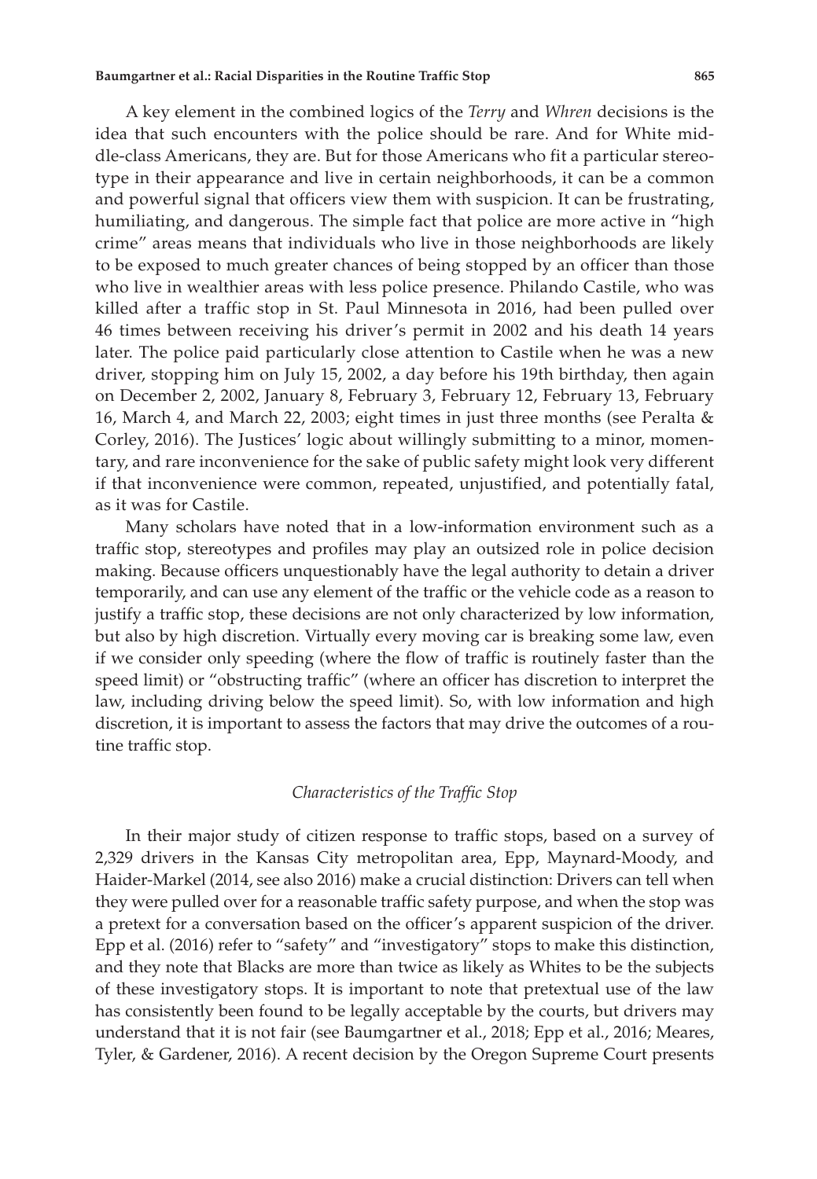A key element in the combined logics of the *Terry* and *Whren* decisions is the idea that such encounters with the police should be rare. And for White middle-class Americans, they are. But for those Americans who fit a particular stereotype in their appearance and live in certain neighborhoods, it can be a common and powerful signal that officers view them with suspicion. It can be frustrating, humiliating, and dangerous. The simple fact that police are more active in "high crime" areas means that individuals who live in those neighborhoods are likely to be exposed to much greater chances of being stopped by an officer than those who live in wealthier areas with less police presence. Philando Castile, who was killed after a traffic stop in St. Paul Minnesota in 2016, had been pulled over 46 times between receiving his driver's permit in 2002 and his death 14 years later. The police paid particularly close attention to Castile when he was a new driver, stopping him on July 15, 2002, a day before his 19th birthday, then again on December 2, 2002, January 8, February 3, February 12, February 13, February 16, March 4, and March 22, 2003; eight times in just three months (see Peralta & Corley, 2016). The Justices' logic about willingly submitting to a minor, momentary, and rare inconvenience for the sake of public safety might look very different if that inconvenience were common, repeated, unjustified, and potentially fatal, as it was for Castile.

Many scholars have noted that in a low-information environment such as a traffic stop, stereotypes and profiles may play an outsized role in police decision making. Because officers unquestionably have the legal authority to detain a driver temporarily, and can use any element of the traffic or the vehicle code as a reason to justify a traffic stop, these decisions are not only characterized by low information, but also by high discretion. Virtually every moving car is breaking some law, even if we consider only speeding (where the flow of traffic is routinely faster than the speed limit) or "obstructing traffic" (where an officer has discretion to interpret the law, including driving below the speed limit). So, with low information and high discretion, it is important to assess the factors that may drive the outcomes of a routine traffic stop.

### *Characteristics of the Traffic Stop*

In their major study of citizen response to traffic stops, based on a survey of 2,329 drivers in the Kansas City metropolitan area, Epp, Maynard-Moody, and Haider-Markel (2014, see also 2016) make a crucial distinction: Drivers can tell when they were pulled over for a reasonable traffic safety purpose, and when the stop was a pretext for a conversation based on the officer's apparent suspicion of the driver. Epp et al. (2016) refer to "safety" and "investigatory" stops to make this distinction, and they note that Blacks are more than twice as likely as Whites to be the subjects of these investigatory stops. It is important to note that pretextual use of the law has consistently been found to be legally acceptable by the courts, but drivers may understand that it is not fair (see Baumgartner et al., 2018; Epp et al., 2016; Meares, Tyler, & Gardener, 2016). A recent decision by the Oregon Supreme Court presents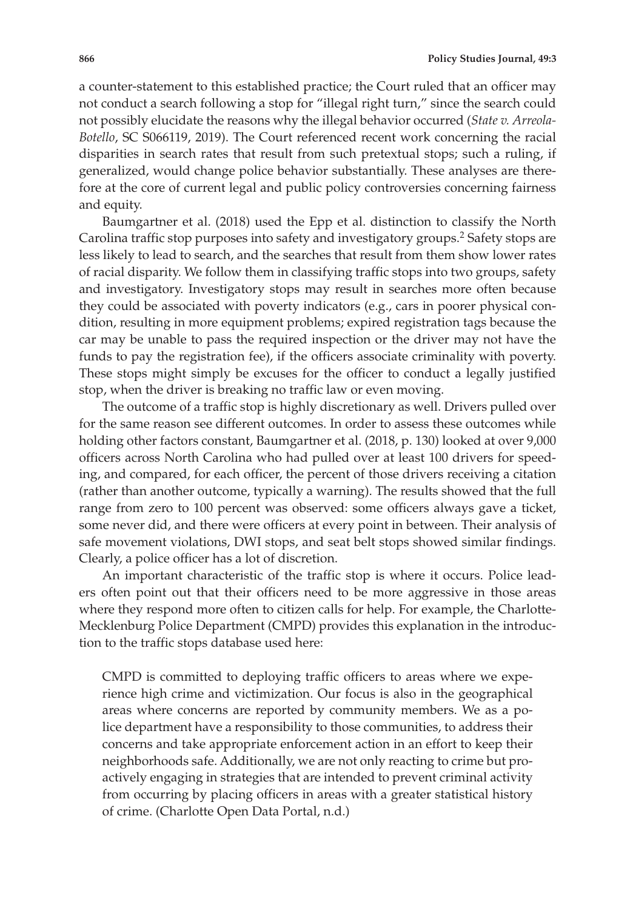a counter-statement to this established practice; the Court ruled that an officer may not conduct a search following a stop for "illegal right turn," since the search could not possibly elucidate the reasons why the illegal behavior occurred (*State v. Arreola-Botello*, SC S066119, 2019). The Court referenced recent work concerning the racial disparities in search rates that result from such pretextual stops; such a ruling, if generalized, would change police behavior substantially. These analyses are therefore at the core of current legal and public policy controversies concerning fairness and equity.

Baumgartner et al. (2018) used the Epp et al. distinction to classify the North Carolina traffic stop purposes into safety and investigatory groups.[2] Safety stops are less likely to lead to search, and the searches that result from them show lower rates of racial disparity. We follow them in classifying traffic stops into two groups, safety and investigatory. Investigatory stops may result in searches more often because they could be associated with poverty indicators (e.g., cars in poorer physical condition, resulting in more equipment problems; expired registration tags because the car may be unable to pass the required inspection or the driver may not have the funds to pay the registration fee), if the officers associate criminality with poverty. These stops might simply be excuses for the officer to conduct a legally justified stop, when the driver is breaking no traffic law or even moving.

The outcome of a traffic stop is highly discretionary as well. Drivers pulled over for the same reason see different outcomes. In order to assess these outcomes while holding other factors constant, Baumgartner et al. (2018, p. 130) looked at over 9,000 officers across North Carolina who had pulled over at least 100 drivers for speeding, and compared, for each officer, the percent of those drivers receiving a citation (rather than another outcome, typically a warning). The results showed that the full range from zero to 100 percent was observed: some officers always gave a ticket, some never did, and there were officers at every point in between. Their analysis of safe movement violations, DWI stops, and seat belt stops showed similar findings. Clearly, a police officer has a lot of discretion.

An important characteristic of the traffic stop is where it occurs. Police leaders often point out that their officers need to be more aggressive in those areas where they respond more often to citizen calls for help. For example, the Charlotte-Mecklenburg Police Department (CMPD) provides this explanation in the introduction to the traffic stops database used here:

> CMPD is committed to deploying traffic officers to areas where we experience high crime and victimization. Our focus is also in the geographical areas where concerns are reported by community members. We as a police department have a responsibility to those communities, to address their concerns and take appropriate enforcement action in an effort to keep their neighborhoods safe. Additionally, we are not only reacting to crime but proactively engaging in strategies that are intended to prevent criminal activity from occurring by placing officers in areas with a greater statistical history of crime. (Charlotte Open Data Portal, n.d.)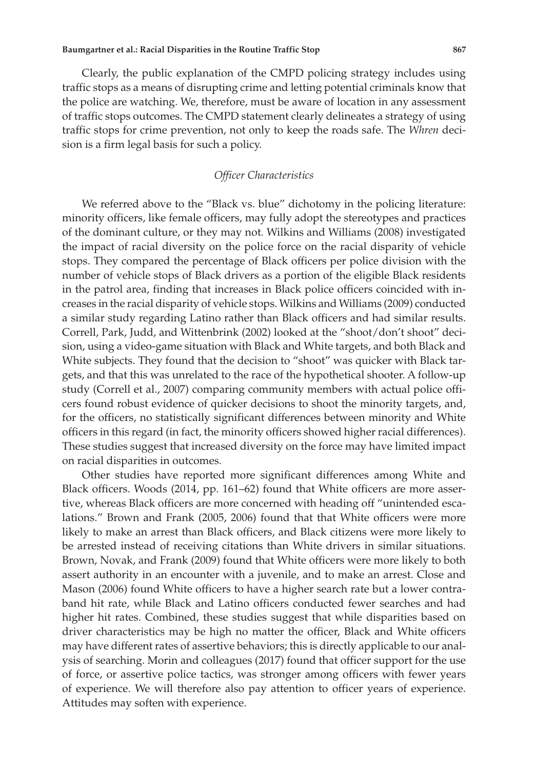Clearly, the public explanation of the CMPD policing strategy includes using traffic stops as a means of disrupting crime and letting potential criminals know that the police are watching. We, therefore, must be aware of location in any assessment of traffic stops outcomes. The CMPD statement clearly delineates a strategy of using traffic stops for crime prevention, not only to keep the roads safe. The *Whren* decision is a firm legal basis for such a policy.

### *Officer Characteristics*

We referred above to the "Black vs. blue" dichotomy in the policing literature: minority officers, like female officers, may fully adopt the stereotypes and practices of the dominant culture, or they may not. Wilkins and Williams (2008) investigated the impact of racial diversity on the police force on the racial disparity of vehicle stops. They compared the percentage of Black officers per police division with the number of vehicle stops of Black drivers as a portion of the eligible Black residents in the patrol area, finding that increases in Black police officers coincided with increases in the racial disparity of vehicle stops. Wilkins and Williams (2009) conducted a similar study regarding Latino rather than Black officers and had similar results. Correll, Park, Judd, and Wittenbrink (2002) looked at the "shoot/don't shoot" decision, using a video-game situation with Black and White targets, and both Black and White subjects. They found that the decision to "shoot" was quicker with Black targets, and that this was unrelated to the race of the hypothetical shooter. A follow-up study (Correll et al., 2007) comparing community members with actual police officers found robust evidence of quicker decisions to shoot the minority targets, and, for the officers, no statistically significant differences between minority and White officers in this regard (in fact, the minority officers showed higher racial differences). These studies suggest that increased diversity on the force may have limited impact on racial disparities in outcomes.

Other studies have reported more significant differences among White and Black officers. Woods (2014, pp. 161–62) found that White officers are more assertive, whereas Black officers are more concerned with heading off "unintended escalations." Brown and Frank (2005, 2006) found that that White officers were more likely to make an arrest than Black officers, and Black citizens were more likely to be arrested instead of receiving citations than White drivers in similar situations. Brown, Novak, and Frank (2009) found that White officers were more likely to both assert authority in an encounter with a juvenile, and to make an arrest. Close and Mason (2006) found White officers to have a higher search rate but a lower contraband hit rate, while Black and Latino officers conducted fewer searches and had higher hit rates. Combined, these studies suggest that while disparities based on driver characteristics may be high no matter the officer, Black and White officers may have different rates of assertive behaviors; this is directly applicable to our analysis of searching. Morin and colleagues (2017) found that officer support for the use of force, or assertive police tactics, was stronger among officers with fewer years of experience. We will therefore also pay attention to officer years of experience. Attitudes may soften with experience.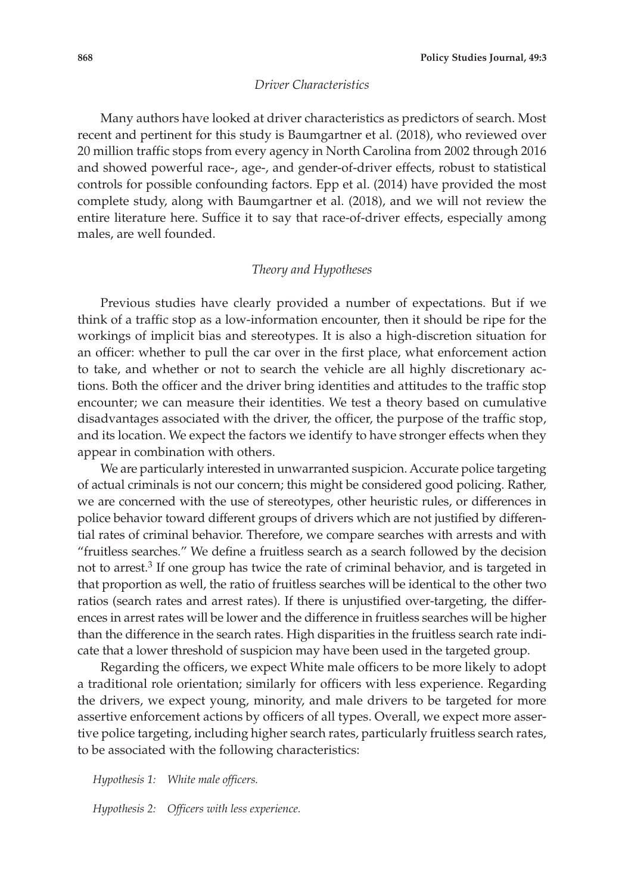### *Driver Characteristics*

Many authors have looked at driver characteristics as predictors of search. Most recent and pertinent for this study is Baumgartner et al. (2018), who reviewed over 20 million traffic stops from every agency in North Carolina from 2002 through 2016 and showed powerful race-, age-, and gender-of-driver effects, robust to statistical controls for possible confounding factors. Epp et al. (2014) have provided the most complete study, along with Baumgartner et al. (2018), and we will not review the entire literature here. Suffice it to say that race-of-driver effects, especially among males, are well founded.

### *Theory and Hypotheses*

Previous studies have clearly provided a number of expectations. But if we think of a traffic stop as a low-information encounter, then it should be ripe for the workings of implicit bias and stereotypes. It is also a high-discretion situation for an officer: whether to pull the car over in the first place, what enforcement action to take, and whether or not to search the vehicle are all highly discretionary actions. Both the officer and the driver bring identities and attitudes to the traffic stop encounter; we can measure their identities. We test a theory based on cumulative disadvantages associated with the driver, the officer, the purpose of the traffic stop, and its location. We expect the factors we identify to have stronger effects when they appear in combination with others.

We are particularly interested in unwarranted suspicion. Accurate police targeting of actual criminals is not our concern; this might be considered good policing. Rather, we are concerned with the use of stereotypes, other heuristic rules, or differences in police behavior toward different groups of drivers which are not justified by differential rates of criminal behavior. Therefore, we compare searches with arrests and with "fruitless searches." We define a fruitless search as a search followed by the decision not to arrest.[3] If one group has twice the rate of criminal behavior, and is targeted in that proportion as well, the ratio of fruitless searches will be identical to the other two ratios (search rates and arrest rates). If there is unjustified over-targeting, the differences in arrest rates will be lower and the difference in fruitless searches will be higher than the difference in the search rates. High disparities in the fruitless search rate indicate that a lower threshold of suspicion may have been used in the targeted group.

Regarding the officers, we expect White male officers to be more likely to adopt a traditional role orientation; similarly for officers with less experience. Regarding the drivers, we expect young, minority, and male drivers to be targeted for more assertive enforcement actions by officers of all types. Overall, we expect more assertive police targeting, including higher search rates, particularly fruitless search rates, to be associated with the following characteristics:

*Hypothesis 1: White male officers.*

*Hypothesis 2: Officers with less experience.*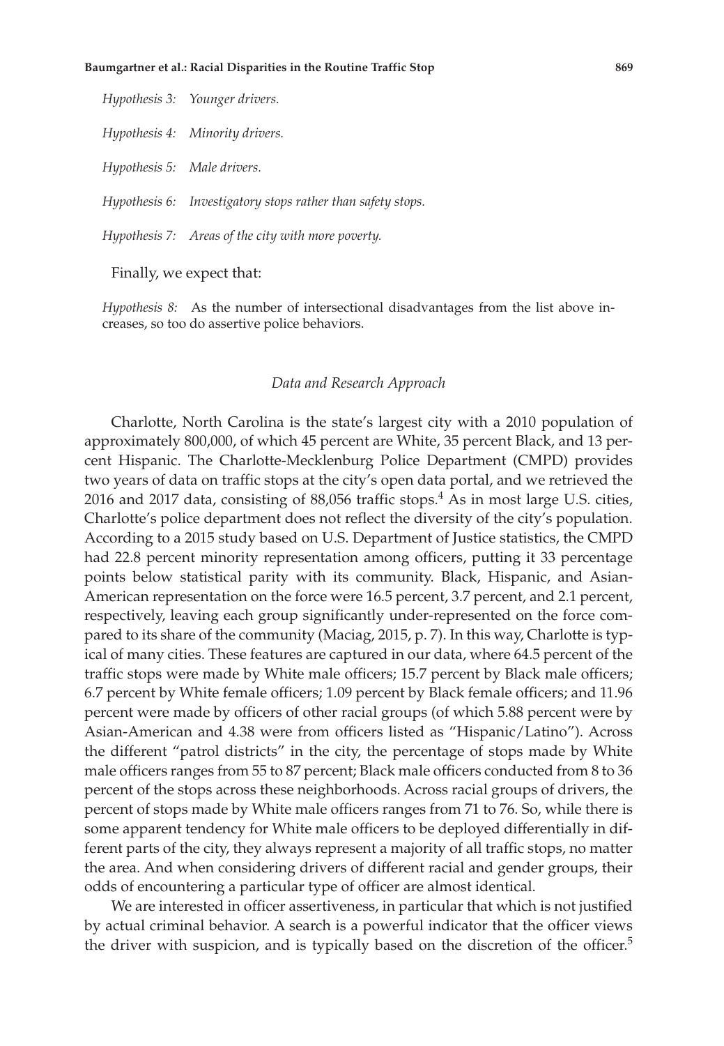*Hypothesis 3:* *Younger drivers.*

*Hypothesis 4:* *Minority drivers.*

*Hypothesis 5:* *Male drivers.*

*Hypothesis 6:* *Investigatory stops rather than safety stops.*

*Hypothesis 7:* *Areas of the city with more poverty.*

Finally, we expect that:

*Hypothesis 8:* As the number of intersectional disadvantages from the list above increases, so too do assertive police behaviors.

### *Data and Research Approach*

Charlotte, North Carolina is the state's largest city with a 2010 population of approximately 800,000, of which 45 percent are White, 35 percent Black, and 13 percent Hispanic. The Charlotte-Mecklenburg Police Department (CMPD) provides two years of data on traffic stops at the city's open data portal, and we retrieved the 2016 and 2017 data, consisting of 88,056 traffic stops.[4] As in most large U.S. cities, Charlotte's police department does not reflect the diversity of the city's population. According to a 2015 study based on U.S. Department of Justice statistics, the CMPD had 22.8 percent minority representation among officers, putting it 33 percentage points below statistical parity with its community. Black, Hispanic, and Asian-American representation on the force were 16.5 percent, 3.7 percent, and 2.1 percent, respectively, leaving each group significantly under-represented on the force compared to its share of the community (Maciag, 2015, p. 7). In this way, Charlotte is typical of many cities. These features are captured in our data, where 64.5 percent of the traffic stops were made by White male officers; 15.7 percent by Black male officers; 6.7 percent by White female officers; 1.09 percent by Black female officers; and 11.96 percent were made by officers of other racial groups (of which 5.88 percent were by Asian-American and 4.38 were from officers listed as "Hispanic/Latino"). Across the different "patrol districts" in the city, the percentage of stops made by White male officers ranges from 55 to 87 percent; Black male officers conducted from 8 to 36 percent of the stops across these neighborhoods. Across racial groups of drivers, the percent of stops made by White male officers ranges from 71 to 76. So, while there is some apparent tendency for White male officers to be deployed differentially in different parts of the city, they always represent a majority of all traffic stops, no matter the area. And when considering drivers of different racial and gender groups, their odds of encountering a particular type of officer are almost identical.

We are interested in officer assertiveness, in particular that which is not justified by actual criminal behavior. A search is a powerful indicator that the officer views the driver with suspicion, and is typically based on the discretion of the officer.[5]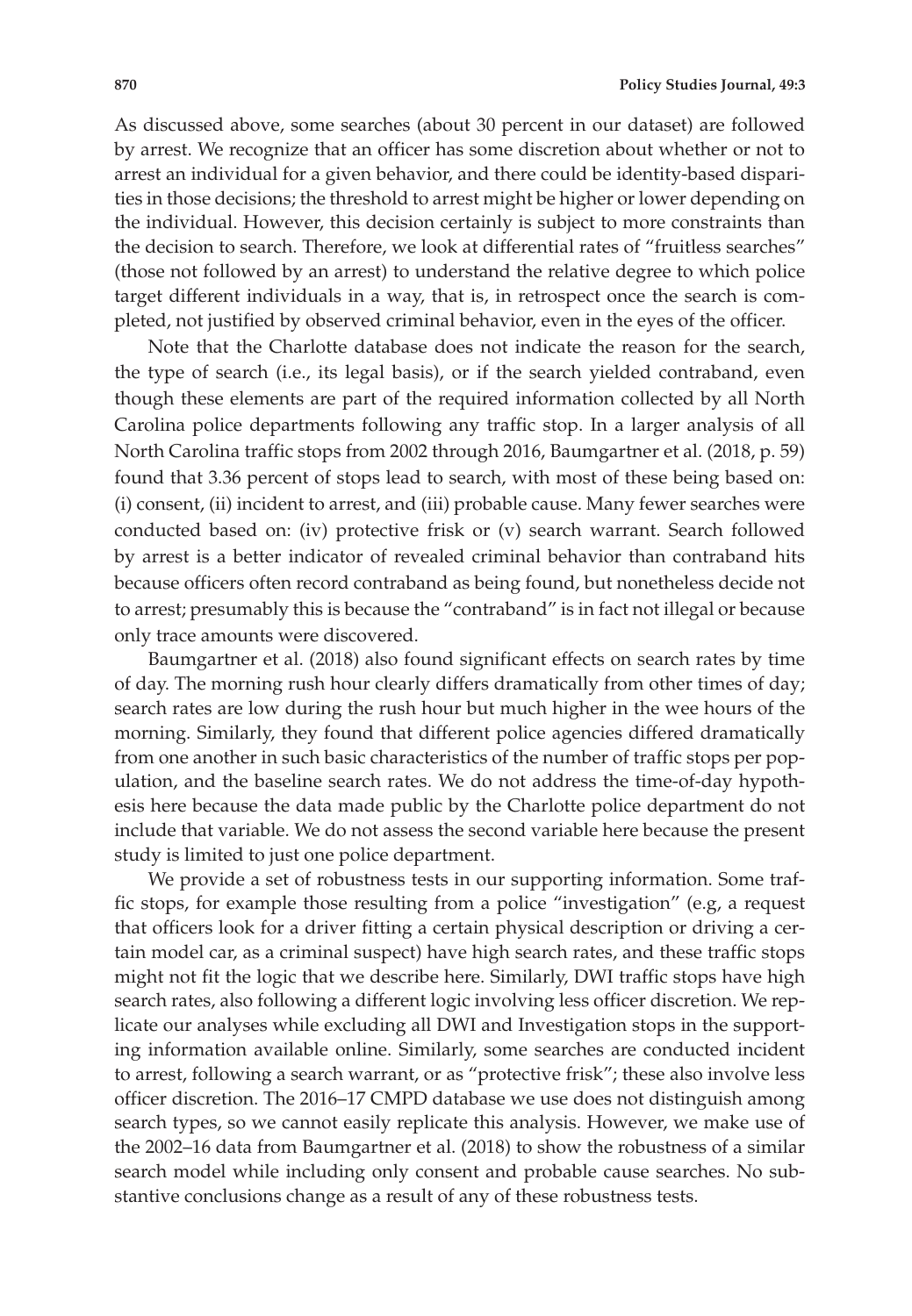As discussed above, some searches (about 30 percent in our dataset) are followed by arrest. We recognize that an officer has some discretion about whether or not to arrest an individual for a given behavior, and there could be identity-based disparities in those decisions; the threshold to arrest might be higher or lower depending on the individual. However, this decision certainly is subject to more constraints than the decision to search. Therefore, we look at differential rates of "fruitless searches" (those not followed by an arrest) to understand the relative degree to which police target different individuals in a way, that is, in retrospect once the search is completed, not justified by observed criminal behavior, even in the eyes of the officer.

Note that the Charlotte database does not indicate the reason for the search, the type of search (i.e., its legal basis), or if the search yielded contraband, even though these elements are part of the required information collected by all North Carolina police departments following any traffic stop. In a larger analysis of all North Carolina traffic stops from 2002 through 2016, Baumgartner et al. (2018, p. 59) found that 3.36 percent of stops lead to search, with most of these being based on: (i) consent, (ii) incident to arrest, and (iii) probable cause. Many fewer searches were conducted based on: (iv) protective frisk or (v) search warrant. Search followed by arrest is a better indicator of revealed criminal behavior than contraband hits because officers often record contraband as being found, but nonetheless decide not to arrest; presumably this is because the "contraband" is in fact not illegal or because only trace amounts were discovered.

Baumgartner et al. (2018) also found significant effects on search rates by time of day. The morning rush hour clearly differs dramatically from other times of day; search rates are low during the rush hour but much higher in the wee hours of the morning. Similarly, they found that different police agencies differed dramatically from one another in such basic characteristics of the number of traffic stops per population, and the baseline search rates. We do not address the time-of-day hypothesis here because the data made public by the Charlotte police department do not include that variable. We do not assess the second variable here because the present study is limited to just one police department.

We provide a set of robustness tests in our supporting information. Some traffic stops, for example those resulting from a police "investigation" (e.g, a request that officers look for a driver fitting a certain physical description or driving a certain model car, as a criminal suspect) have high search rates, and these traffic stops might not fit the logic that we describe here. Similarly, DWI traffic stops have high search rates, also following a different logic involving less officer discretion. We replicate our analyses while excluding all DWI and Investigation stops in the supporting information available online. Similarly, some searches are conducted incident to arrest, following a search warrant, or as "protective frisk"; these also involve less officer discretion. The 2016–17 CMPD database we use does not distinguish among search types, so we cannot easily replicate this analysis. However, we make use of the 2002–16 data from Baumgartner et al. (2018) to show the robustness of a similar search model while including only consent and probable cause searches. No substantive conclusions change as a result of any of these robustness tests.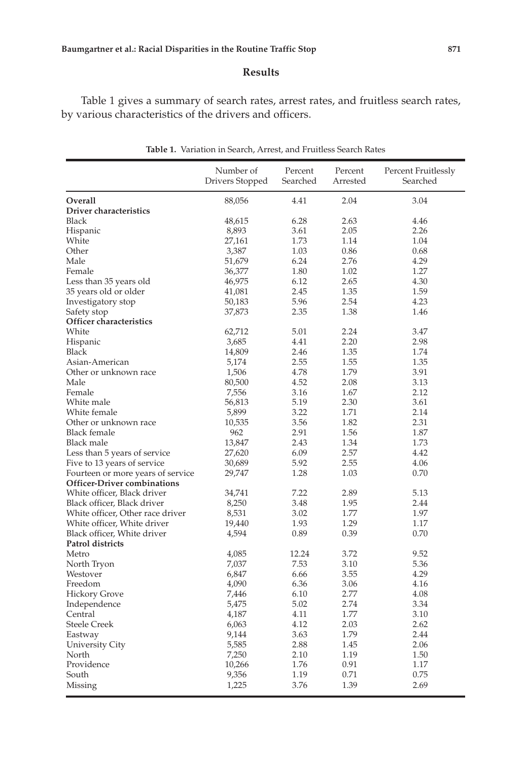## Results

Table 1 gives a summary of search rates, arrest rates, and fruitless search rates, by various characteristics of the drivers and officers.

**Table 1.** Variation in Search, Arrest, and Fruitless Search Rates

| | Number of Drivers Stopped | Percent Searched | Percent Arrested | Percent Fruitlessly Searched |
|---|---|---|---|---|
| **Overall** | 88,056 | 4.41 | 2.04 | 3.04 |
| **Driver characteristics** | | | | |
| Black | 48,615 | 6.28 | 2.63 | 4.46 |
| Hispanic | 8,893 | 3.61 | 2.05 | 2.26 |
| White | 27,161 | 1.73 | 1.14 | 1.04 |
| Other | 3,387 | 1.03 | 0.86 | 0.68 |
| Male | 51,679 | 6.24 | 2.76 | 4.29 |
| Female | 36,377 | 1.80 | 1.02 | 1.27 |
| Less than 35 years old | 46,975 | 6.12 | 2.65 | 4.30 |
| 35 years old or older | 41,081 | 2.45 | 1.35 | 1.59 |
| Investigatory stop | 50,183 | 5.96 | 2.54 | 4.23 |
| Safety stop | 37,873 | 2.35 | 1.38 | 1.46 |
| **Officer characteristics** | | | | |
| White | 62,712 | 5.01 | 2.24 | 3.47 |
| Hispanic | 3,685 | 4.41 | 2.20 | 2.98 |
| Black | 14,809 | 2.46 | 1.35 | 1.74 |
| Asian-American | 5,174 | 2.55 | 1.55 | 1.35 |
| Other or unknown race | 1,506 | 4.78 | 1.79 | 3.91 |
| Male | 80,500 | 4.52 | 2.08 | 3.13 |
| Female | 7,556 | 3.16 | 1.67 | 2.12 |
| White male | 56,813 | 5.19 | 2.30 | 3.61 |
| White female | 5,899 | 3.22 | 1.71 | 2.14 |
| Other or unknown race | 10,535 | 3.56 | 1.82 | 2.31 |
| Black female | 962 | 2.91 | 1.56 | 1.87 |
| Black male | 13,847 | 2.43 | 1.34 | 1.73 |
| Less than 5 years of service | 27,620 | 6.09 | 2.57 | 4.42 |
| Five to 13 years of service | 30,689 | 5.92 | 2.55 | 4.06 |
| Fourteen or more years of service | 29,747 | 1.28 | 1.03 | 0.70 |
| **Officer-Driver combinations** | | | | |
| White officer, Black driver | 34,741 | 7.22 | 2.89 | 5.13 |
| Black officer, Black driver | 8,250 | 3.48 | 1.95 | 2.44 |
| White officer, Other race driver | 8,531 | 3.02 | 1.77 | 1.97 |
| White officer, White driver | 19,440 | 1.93 | 1.29 | 1.17 |
| Black officer, White driver | 4,594 | 0.89 | 0.39 | 0.70 |
| **Patrol districts** | | | | |
| Metro | 4,085 | 12.24 | 3.72 | 9.52 |
| North Tryon | 7,037 | 7.53 | 3.10 | 5.36 |
| Westover | 6,847 | 6.66 | 3.55 | 4.29 |
| Freedom | 4,090 | 6.36 | 3.06 | 4.16 |
| Hickory Grove | 7,446 | 6.10 | 2.77 | 4.08 |
| Independence | 5,475 | 5.02 | 2.74 | 3.34 |
| Central | 4,187 | 4.11 | 1.77 | 3.10 |
| Steele Creek | 6,063 | 4.12 | 2.03 | 2.62 |
| Eastway | 9,144 | 3.63 | 1.79 | 2.44 |
| University City | 5,585 | 2.88 | 1.45 | 2.06 |
| North | 7,250 | 2.10 | 1.19 | 1.50 |
| Providence | 10,266 | 1.76 | 0.91 | 1.17 |
| South | 9,356 | 1.19 | 0.71 | 0.75 |
| Missing | 1,225 | 3.76 | 1.39 | 2.69 |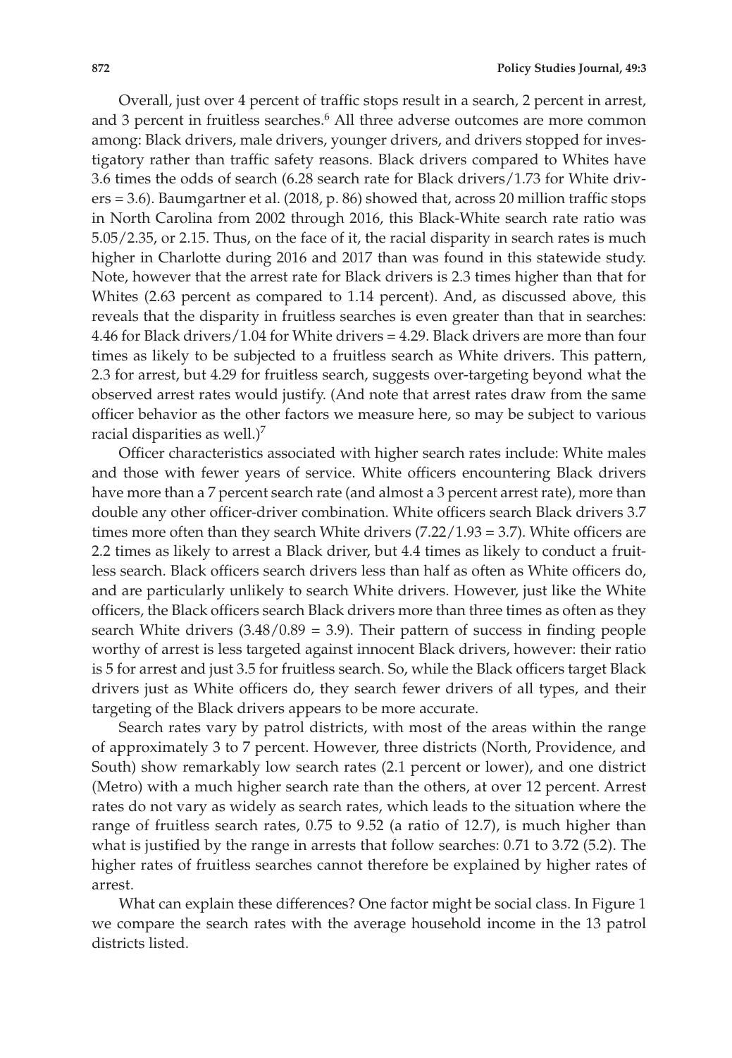Overall, just over 4 percent of traffic stops result in a search, 2 percent in arrest, and 3 percent in fruitless searches.[6] All three adverse outcomes are more common among: Black drivers, male drivers, younger drivers, and drivers stopped for investigatory rather than traffic safety reasons. Black drivers compared to Whites have 3.6 times the odds of search (6.28 search rate for Black drivers/1.73 for White drivers = 3.6). Baumgartner et al. (2018, p. 86) showed that, across 20 million traffic stops in North Carolina from 2002 through 2016, this Black-White search rate ratio was 5.05/2.35, or 2.15. Thus, on the face of it, the racial disparity in search rates is much higher in Charlotte during 2016 and 2017 than was found in this statewide study. Note, however that the arrest rate for Black drivers is 2.3 times higher than that for Whites (2.63 percent as compared to 1.14 percent). And, as discussed above, this reveals that the disparity in fruitless searches is even greater than that in searches: 4.46 for Black drivers/1.04 for White drivers = 4.29. Black drivers are more than four times as likely to be subjected to a fruitless search as White drivers. This pattern, 2.3 for arrest, but 4.29 for fruitless search, suggests over-targeting beyond what the observed arrest rates would justify. (And note that arrest rates draw from the same officer behavior as the other factors we measure here, so may be subject to various racial disparities as well.)[7]

Officer characteristics associated with higher search rates include: White males and those with fewer years of service. White officers encountering Black drivers have more than a 7 percent search rate (and almost a 3 percent arrest rate), more than double any other officer-driver combination. White officers search Black drivers 3.7 times more often than they search White drivers (7.22/1.93 = 3.7). White officers are 2.2 times as likely to arrest a Black driver, but 4.4 times as likely to conduct a fruitless search. Black officers search drivers less than half as often as White officers do, and are particularly unlikely to search White drivers. However, just like the White officers, the Black officers search Black drivers more than three times as often as they search White drivers (3.48/0.89 = 3.9). Their pattern of success in finding people worthy of arrest is less targeted against innocent Black drivers, however: their ratio is 5 for arrest and just 3.5 for fruitless search. So, while the Black officers target Black drivers just as White officers do, they search fewer drivers of all types, and their targeting of the Black drivers appears to be more accurate.

Search rates vary by patrol districts, with most of the areas within the range of approximately 3 to 7 percent. However, three districts (North, Providence, and South) show remarkably low search rates (2.1 percent or lower), and one district (Metro) with a much higher search rate than the others, at over 12 percent. Arrest rates do not vary as widely as search rates, which leads to the situation where the range of fruitless search rates, 0.75 to 9.52 (a ratio of 12.7), is much higher than what is justified by the range in arrests that follow searches: 0.71 to 3.72 (5.2). The higher rates of fruitless searches cannot therefore be explained by higher rates of arrest.

What can explain these differences? One factor might be social class. In Figure 1 we compare the search rates with the average household income in the 13 patrol districts listed.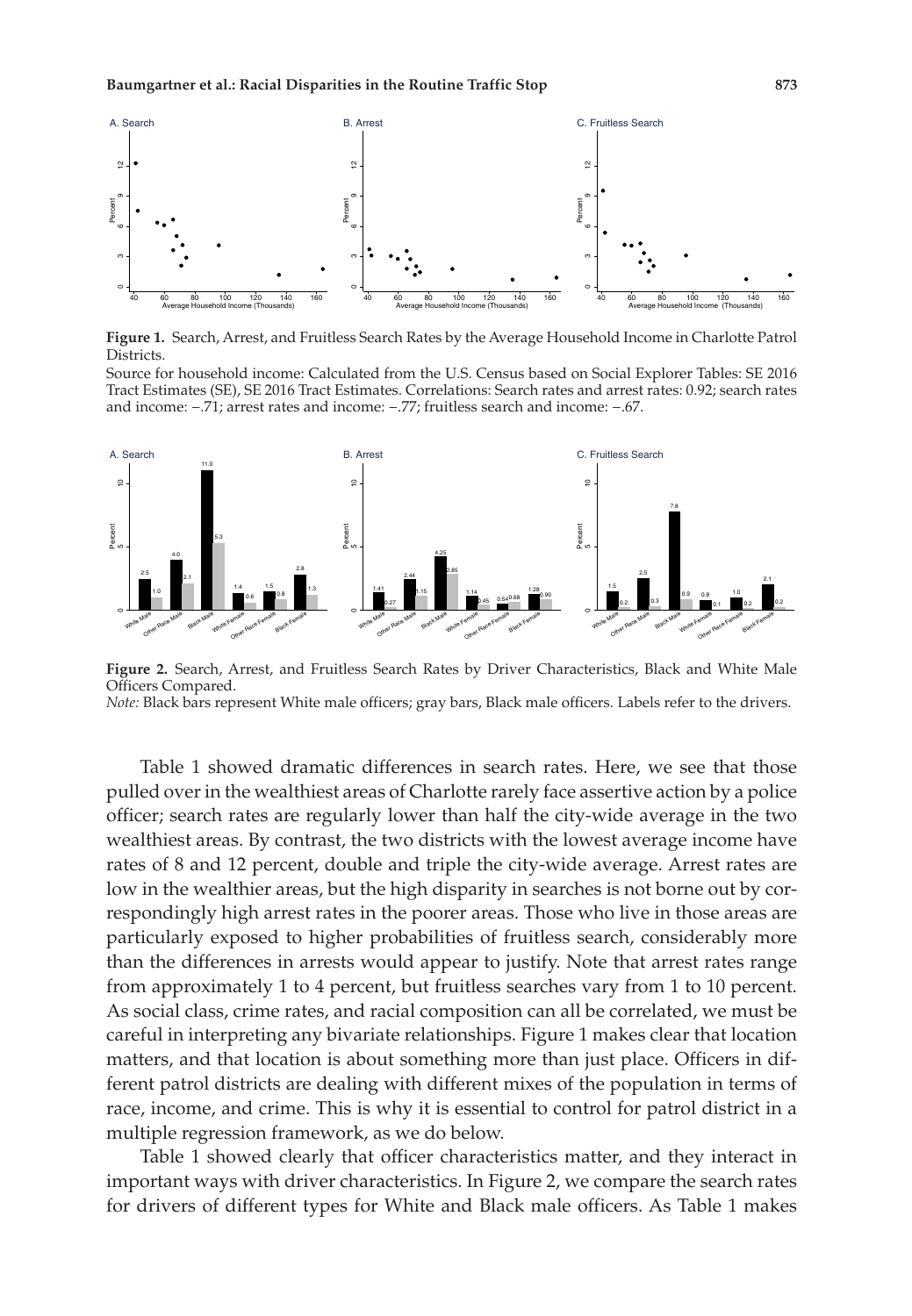**Figure 1.** Search, Arrest, and Fruitless Search Rates by the Average Household Income in Charlotte Patrol Districts.

Source for household income: Calculated from the U.S. Census based on Social Explorer Tables: SE 2016 Tract Estimates (SE), SE 2016 Tract Estimates. Correlations: Search rates and arrest rates: 0.92; search rates and income: −.71; arrest rates and income: −.77; fruitless search and income: −.67.

**Figure 2.** Search, Arrest, and Fruitless Search Rates by Driver Characteristics, Black and White Male Officers Compared.

*Note:* Black bars represent White male officers; gray bars, Black male officers. Labels refer to the drivers.

Table 1 showed dramatic differences in search rates. Here, we see that those pulled over in the wealthiest areas of Charlotte rarely face assertive action by a police officer; search rates are regularly lower than half the city-wide average in the two wealthiest areas. By contrast, the two districts with the lowest average income have rates of 8 and 12 percent, double and triple the city-wide average. Arrest rates are low in the wealthier areas, but the high disparity in searches is not borne out by correspondingly high arrest rates in the poorer areas. Those who live in those areas are particularly exposed to higher probabilities of fruitless search, considerably more than the differences in arrests would appear to justify. Note that arrest rates range from approximately 1 to 4 percent, but fruitless searches vary from 1 to 10 percent. As social class, crime rates, and racial composition can all be correlated, we must be careful in interpreting any bivariate relationships. Figure 1 makes clear that location matters, and that location is about something more than just place. Officers in different patrol districts are dealing with different mixes of the population in terms of race, income, and crime. This is why it is essential to control for patrol district in a multiple regression framework, as we do below.

Table 1 showed clearly that officer characteristics matter, and they interact in important ways with driver characteristics. In Figure 2, we compare the search rates for drivers of different types for White and Black male officers. As Table 1 makes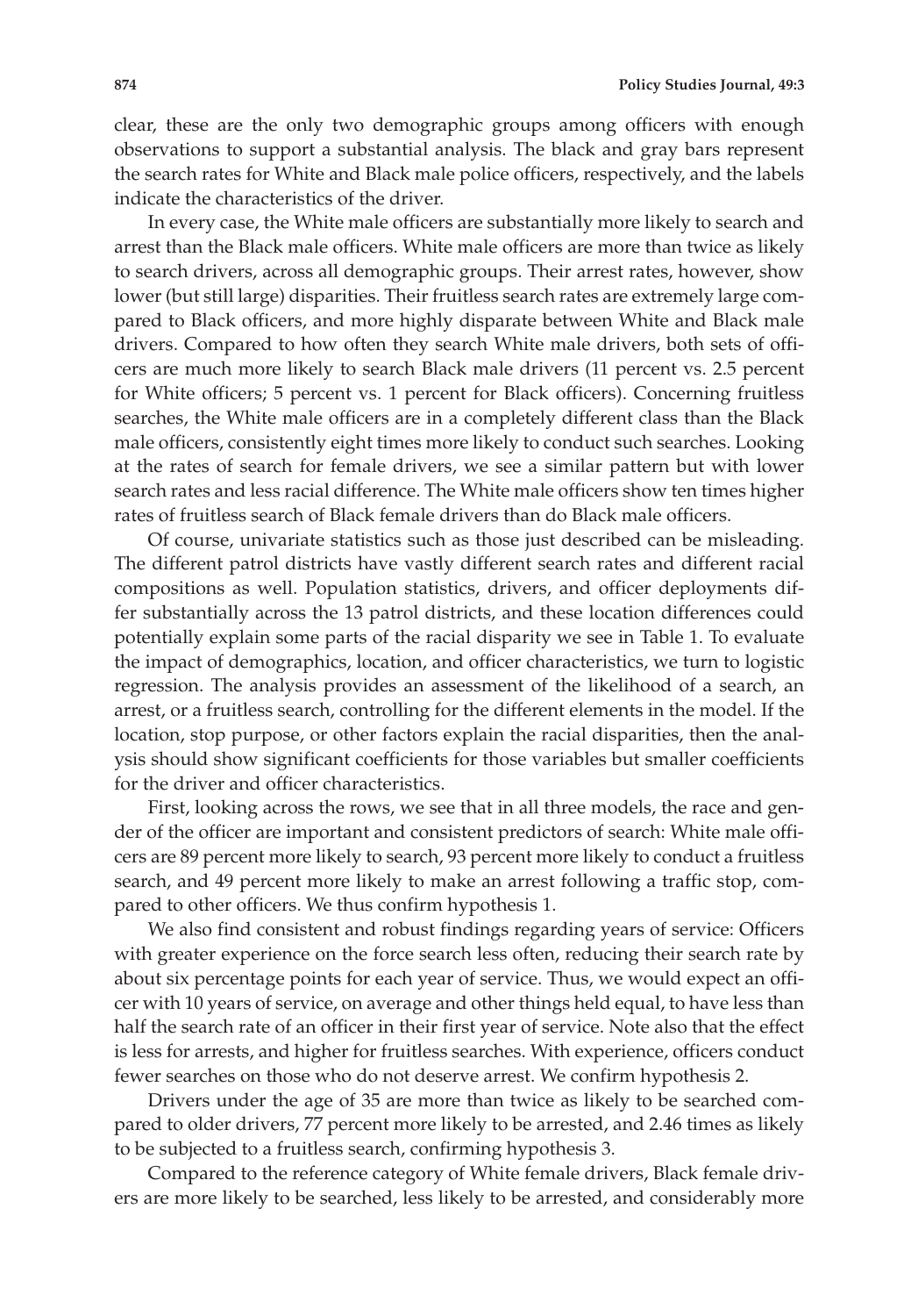clear, these are the only two demographic groups among officers with enough observations to support a substantial analysis. The black and gray bars represent the search rates for White and Black male police officers, respectively, and the labels indicate the characteristics of the driver.

In every case, the White male officers are substantially more likely to search and arrest than the Black male officers. White male officers are more than twice as likely to search drivers, across all demographic groups. Their arrest rates, however, show lower (but still large) disparities. Their fruitless search rates are extremely large compared to Black officers, and more highly disparate between White and Black male drivers. Compared to how often they search White male drivers, both sets of officers are much more likely to search Black male drivers (11 percent vs. 2.5 percent for White officers; 5 percent vs. 1 percent for Black officers). Concerning fruitless searches, the White male officers are in a completely different class than the Black male officers, consistently eight times more likely to conduct such searches. Looking at the rates of search for female drivers, we see a similar pattern but with lower search rates and less racial difference. The White male officers show ten times higher rates of fruitless search of Black female drivers than do Black male officers.

Of course, univariate statistics such as those just described can be misleading. The different patrol districts have vastly different search rates and different racial compositions as well. Population statistics, drivers, and officer deployments differ substantially across the 13 patrol districts, and these location differences could potentially explain some parts of the racial disparity we see in Table 1. To evaluate the impact of demographics, location, and officer characteristics, we turn to logistic regression. The analysis provides an assessment of the likelihood of a search, an arrest, or a fruitless search, controlling for the different elements in the model. If the location, stop purpose, or other factors explain the racial disparities, then the analysis should show significant coefficients for those variables but smaller coefficients for the driver and officer characteristics.

First, looking across the rows, we see that in all three models, the race and gender of the officer are important and consistent predictors of search: White male officers are 89 percent more likely to search, 93 percent more likely to conduct a fruitless search, and 49 percent more likely to make an arrest following a traffic stop, compared to other officers. We thus confirm hypothesis 1.

We also find consistent and robust findings regarding years of service: Officers with greater experience on the force search less often, reducing their search rate by about six percentage points for each year of service. Thus, we would expect an officer with 10 years of service, on average and other things held equal, to have less than half the search rate of an officer in their first year of service. Note also that the effect is less for arrests, and higher for fruitless searches. With experience, officers conduct fewer searches on those who do not deserve arrest. We confirm hypothesis 2.

Drivers under the age of 35 are more than twice as likely to be searched compared to older drivers, 77 percent more likely to be arrested, and 2.46 times as likely to be subjected to a fruitless search, confirming hypothesis 3.

Compared to the reference category of White female drivers, Black female drivers are more likely to be searched, less likely to be arrested, and considerably more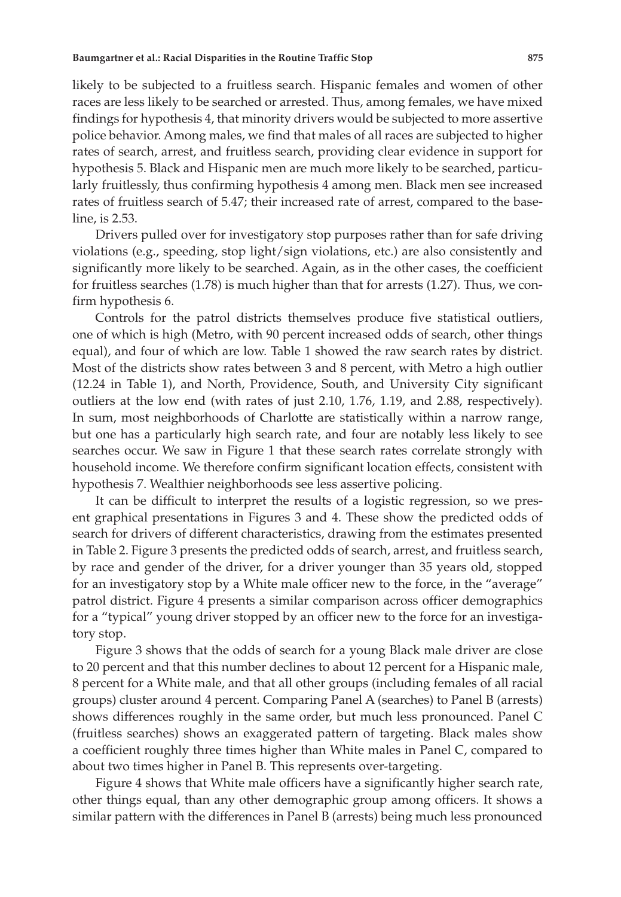likely to be subjected to a fruitless search. Hispanic females and women of other races are less likely to be searched or arrested. Thus, among females, we have mixed findings for hypothesis 4, that minority drivers would be subjected to more assertive police behavior. Among males, we find that males of all races are subjected to higher rates of search, arrest, and fruitless search, providing clear evidence in support for hypothesis 5. Black and Hispanic men are much more likely to be searched, particularly fruitlessly, thus confirming hypothesis 4 among men. Black men see increased rates of fruitless search of 5.47; their increased rate of arrest, compared to the baseline, is 2.53.

Drivers pulled over for investigatory stop purposes rather than for safe driving violations (e.g., speeding, stop light/sign violations, etc.) are also consistently and significantly more likely to be searched. Again, as in the other cases, the coefficient for fruitless searches (1.78) is much higher than that for arrests (1.27). Thus, we confirm hypothesis 6.

Controls for the patrol districts themselves produce five statistical outliers, one of which is high (Metro, with 90 percent increased odds of search, other things equal), and four of which are low. Table 1 showed the raw search rates by district. Most of the districts show rates between 3 and 8 percent, with Metro a high outlier (12.24 in Table 1), and North, Providence, South, and University City significant outliers at the low end (with rates of just 2.10, 1.76, 1.19, and 2.88, respectively). In sum, most neighborhoods of Charlotte are statistically within a narrow range, but one has a particularly high search rate, and four are notably less likely to see searches occur. We saw in Figure 1 that these search rates correlate strongly with household income. We therefore confirm significant location effects, consistent with hypothesis 7. Wealthier neighborhoods see less assertive policing.

It can be difficult to interpret the results of a logistic regression, so we present graphical presentations in Figures 3 and 4. These show the predicted odds of search for drivers of different characteristics, drawing from the estimates presented in Table 2. Figure 3 presents the predicted odds of search, arrest, and fruitless search, by race and gender of the driver, for a driver younger than 35 years old, stopped for an investigatory stop by a White male officer new to the force, in the "average" patrol district. Figure 4 presents a similar comparison across officer demographics for a "typical" young driver stopped by an officer new to the force for an investigatory stop.

Figure 3 shows that the odds of search for a young Black male driver are close to 20 percent and that this number declines to about 12 percent for a Hispanic male, 8 percent for a White male, and that all other groups (including females of all racial groups) cluster around 4 percent. Comparing Panel A (searches) to Panel B (arrests) shows differences roughly in the same order, but much less pronounced. Panel C (fruitless searches) shows an exaggerated pattern of targeting. Black males show a coefficient roughly three times higher than White males in Panel C, compared to about two times higher in Panel B. This represents over-targeting.

Figure 4 shows that White male officers have a significantly higher search rate, other things equal, than any other demographic group among officers. It shows a similar pattern with the differences in Panel B (arrests) being much less pronounced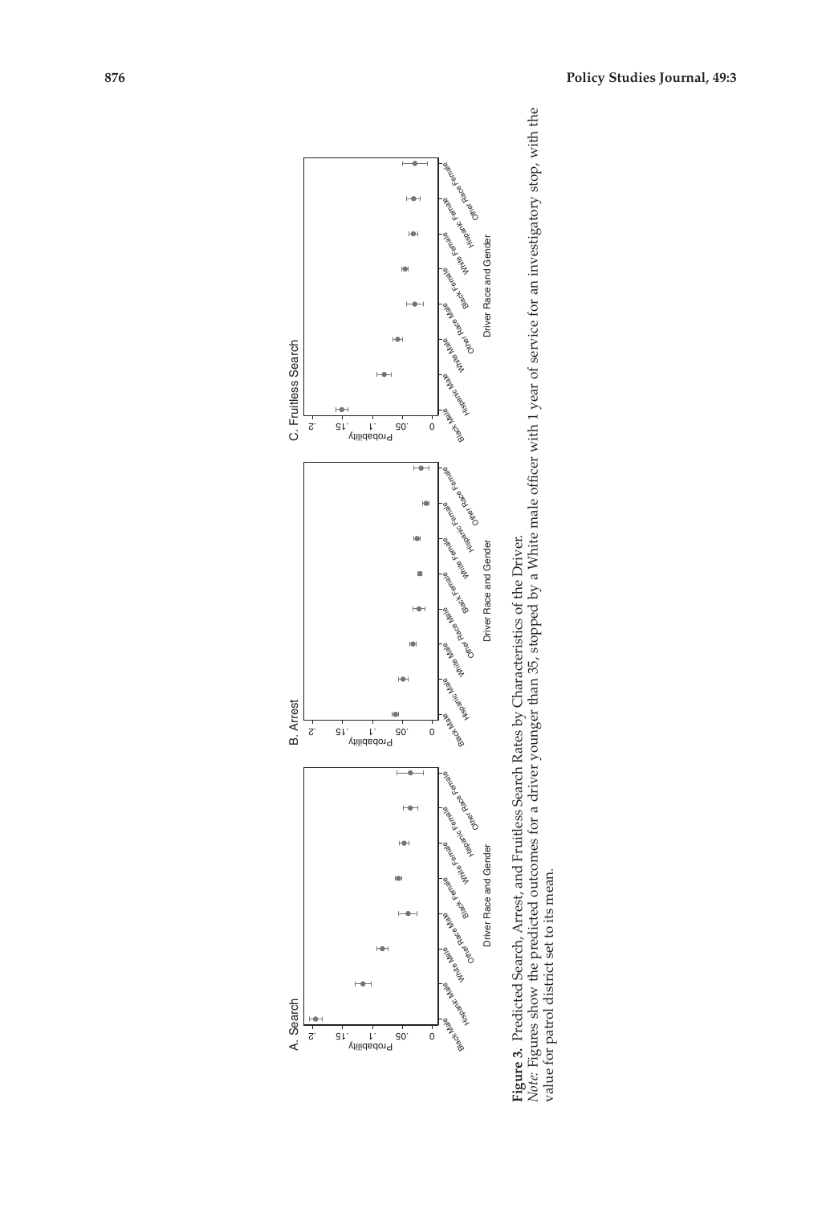**Figure 3.** Predicted Search, Arrest, and Fruitless Search Rates by Characteristics of the Driver.

*Note:* Figures show the predicted outcomes for a driver younger than 35, stopped by a White male officer with 1 year of service for an investigatory stop, with the value for patrol district set to its mean.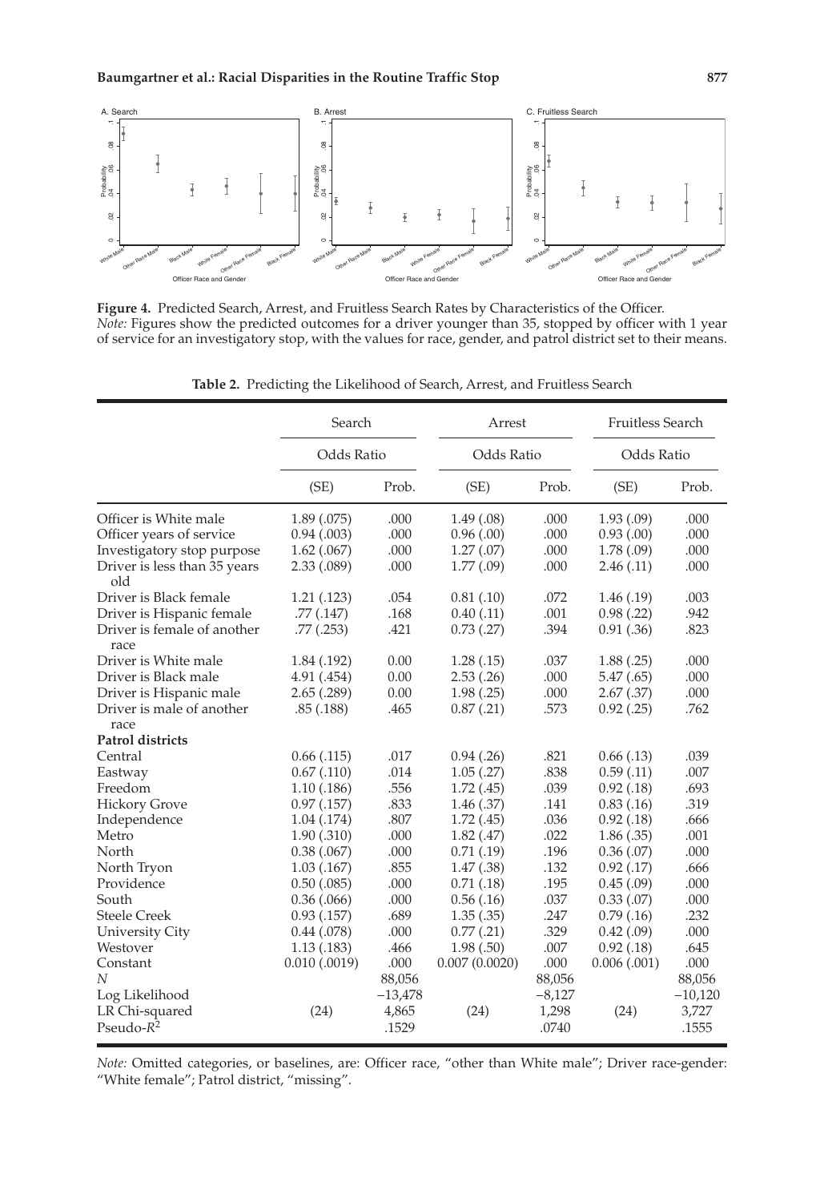**Figure 4.** Predicted Search, Arrest, and Fruitless Search Rates by Characteristics of the Officer.
*Note:* Figures show the predicted outcomes for a driver younger than 35, stopped by officer with 1 year of service for an investigatory stop, with the values for race, gender, and patrol district set to their means.

**Table 2.** Predicting the Likelihood of Search, Arrest, and Fruitless Search

| | Search | | Arrest | | Fruitless Search | |
|---|---|---|---|---|---|---|
| | Odds Ratio | | Odds Ratio | | Odds Ratio | |
| | (SE) | Prob. | (SE) | Prob. | (SE) | Prob. |
| Officer is White male | 1.89 (.075) | .000 | 1.49 (.08) | .000 | 1.93 (.09) | .000 |
| Officer years of service | 0.94 (.003) | .000 | 0.96 (.00) | .000 | 0.93 (.00) | .000 |
| Investigatory stop purpose | 1.62 (.067) | .000 | 1.27 (.07) | .000 | 1.78 (.09) | .000 |
| Driver is less than 35 years old | 2.33 (.089) | .000 | 1.77 (.09) | .000 | 2.46 (.11) | .000 |
| Driver is Black female | 1.21 (.123) | .054 | 0.81 (.10) | .072 | 1.46 (.19) | .003 |
| Driver is Hispanic female | .77 (.147) | .168 | 0.40 (.11) | .001 | 0.98 (.22) | .942 |
| Driver is female of another race | .77 (.253) | .421 | 0.73 (.27) | .394 | 0.91 (.36) | .823 |
| Driver is White male | 1.84 (.192) | 0.00 | 1.28 (.15) | .037 | 1.88 (.25) | .000 |
| Driver is Black male | 4.91 (.454) | 0.00 | 2.53 (.26) | .000 | 5.47 (.65) | .000 |
| Driver is Hispanic male | 2.65 (.289) | 0.00 | 1.98 (.25) | .000 | 2.67 (.37) | .000 |
| Driver is male of another race | .85 (.188) | .465 | 0.87 (.21) | .573 | 0.92 (.25) | .762 |
| **Patrol districts** | | | | | | |
| Central | 0.66 (.115) | .017 | 0.94 (.26) | .821 | 0.66 (.13) | .039 |
| Eastway | 0.67 (.110) | .014 | 1.05 (.27) | .838 | 0.59 (.11) | .007 |
| Freedom | 1.10 (.186) | .556 | 1.72 (.45) | .039 | 0.92 (.18) | .693 |
| Hickory Grove | 0.97 (.157) | .833 | 1.46 (.37) | .141 | 0.83 (.16) | .319 |
| Independence | 1.04 (.174) | .807 | 1.72 (.45) | .036 | 0.92 (.18) | .666 |
| Metro | 1.90 (.310) | .000 | 1.82 (.47) | .022 | 1.86 (.35) | .001 |
| North | 0.38 (.067) | .000 | 0.71 (.19) | .196 | 0.36 (.07) | .000 |
| North Tryon | 1.03 (.167) | .855 | 1.47 (.38) | .132 | 0.92 (.17) | .666 |
| Providence | 0.50 (.085) | .000 | 0.71 (.18) | .195 | 0.45 (.09) | .000 |
| South | 0.36 (.066) | .000 | 0.56 (.16) | .037 | 0.33 (.07) | .000 |
| Steele Creek | 0.93 (.157) | .689 | 1.35 (.35) | .247 | 0.79 (.16) | .232 |
| University City | 0.44 (.078) | .000 | 0.77 (.21) | .329 | 0.42 (.09) | .000 |
| Westover | 1.13 (.183) | .466 | 1.98 (.50) | .007 | 0.92 (.18) | .645 |
| Constant | 0.010 (.0019) | .000 | 0.007 (0.0020) | .000 | 0.006 (.001) | .000 |
| $N$ | | 88,056 | | 88,056 | | 88,056 |
| Log Likelihood | | −13,478 | | −8,127 | | −10,120 |
| LR Chi-squared | (24) | 4,865 | (24) | 1,298 | (24) | 3,727 |
| Pseudo-$R^2$ | | .1529 | | .0740 | | .1555 |

*Note:* Omitted categories, or baselines, are: Officer race, "other than White male"; Driver race-gender: "White female"; Patrol district, "missing".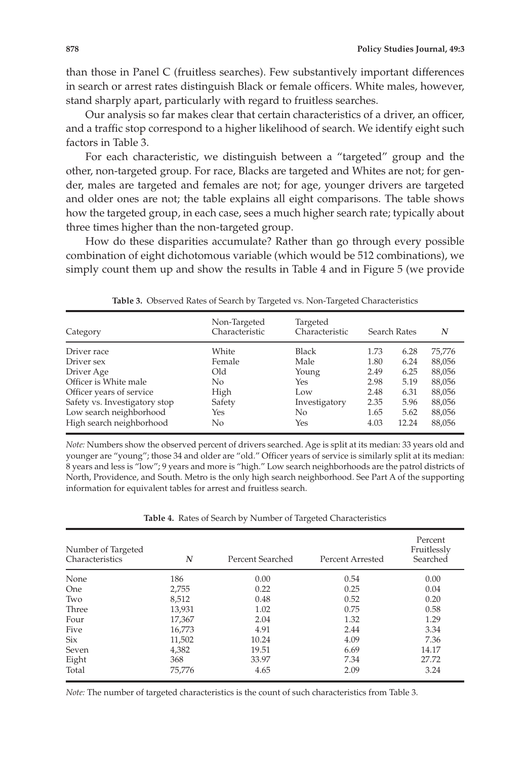than those in Panel C (fruitless searches). Few substantively important differences in search or arrest rates distinguish Black or female officers. White males, however, stand sharply apart, particularly with regard to fruitless searches.

Our analysis so far makes clear that certain characteristics of a driver, an officer, and a traffic stop correspond to a higher likelihood of search. We identify eight such factors in Table 3.

For each characteristic, we distinguish between a "targeted" group and the other, non-targeted group. For race, Blacks are targeted and Whites are not; for gender, males are targeted and females are not; for age, younger drivers are targeted and older ones are not; the table explains all eight comparisons. The table shows how the targeted group, in each case, sees a much higher search rate; typically about three times higher than the non-targeted group.

How do these disparities accumulate? Rather than go through every possible combination of eight dichotomous variable (which would be 512 combinations), we simply count them up and show the results in Table 4 and in Figure 5 (we provide

**Table 3.** Observed Rates of Search by Targeted vs. Non-Targeted Characteristics

| Category | Non-Targeted Characteristic | Targeted Characteristic | Search Rates | | *N* |
|---|---|---|---|---|---|
| Driver race | White | Black | 1.73 | 6.28 | 75,776 |
| Driver sex | Female | Male | 1.80 | 6.24 | 88,056 |
| Driver Age | Old | Young | 2.49 | 6.25 | 88,056 |
| Officer is White male | No | Yes | 2.98 | 5.19 | 88,056 |
| Officer years of service | High | Low | 2.48 | 6.31 | 88,056 |
| Safety vs. Investigatory stop | Safety | Investigatory | 2.35 | 5.96 | 88,056 |
| Low search neighborhood | Yes | No | 1.65 | 5.62 | 88,056 |
| High search neighborhood | No | Yes | 4.03 | 12.24 | 88,056 |

*Note:* Numbers show the observed percent of drivers searched. Age is split at its median: 33 years old and younger are "young"; those 34 and older are "old." Officer years of service is similarly split at its median: 8 years and less is "low"; 9 years and more is "high." Low search neighborhoods are the patrol districts of North, Providence, and South. Metro is the only high search neighborhood. See Part A of the supporting information for equivalent tables for arrest and fruitless search.

**Table 4.** Rates of Search by Number of Targeted Characteristics

| Number of Targeted Characteristics | *N* | Percent Searched | Percent Arrested | Percent Fruitlessly Searched |
|---|---|---|---|---|
| None | 186 | 0.00 | 0.54 | 0.00 |
| One | 2,755 | 0.22 | 0.25 | 0.04 |
| Two | 8,512 | 0.48 | 0.52 | 0.20 |
| Three | 13,931 | 1.02 | 0.75 | 0.58 |
| Four | 17,367 | 2.04 | 1.32 | 1.29 |
| Five | 16,773 | 4.91 | 2.44 | 3.34 |
| Six | 11,502 | 10.24 | 4.09 | 7.36 |
| Seven | 4,382 | 19.51 | 6.69 | 14.17 |
| Eight | 368 | 33.97 | 7.34 | 27.72 |
| Total | 75,776 | 4.65 | 2.09 | 3.24 |

*Note:* The number of targeted characteristics is the count of such characteristics from Table 3.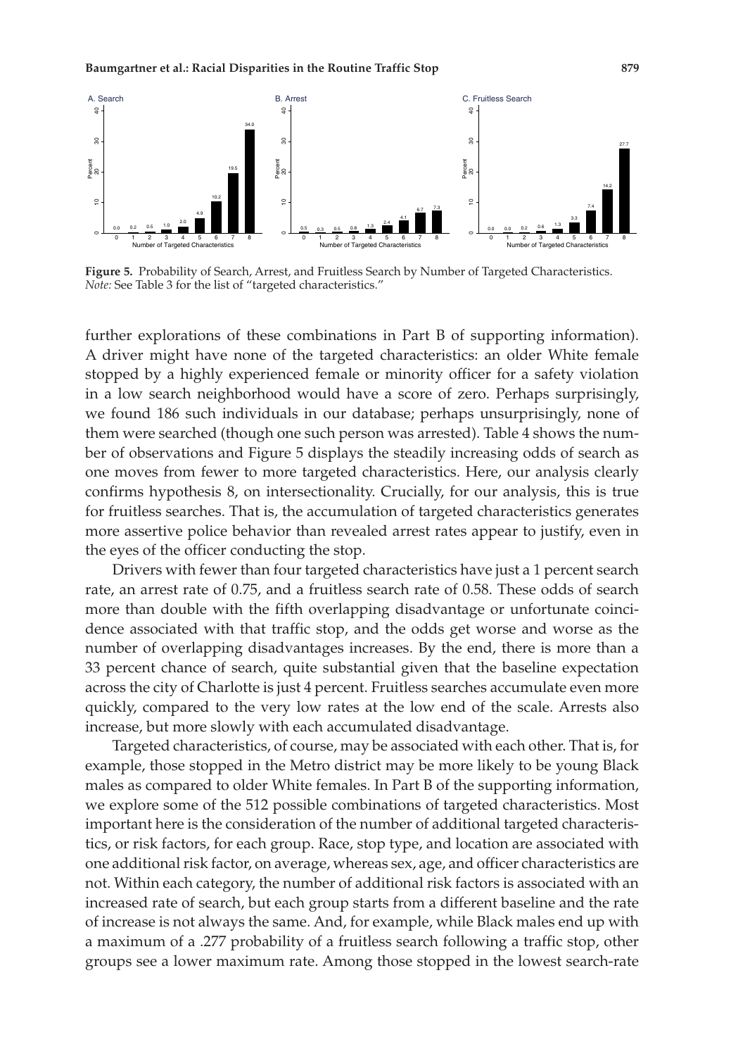**Figure 5.** Probability of Search, Arrest, and Fruitless Search by Number of Targeted Characteristics. *Note:* See Table 3 for the list of "targeted characteristics."

further explorations of these combinations in Part B of supporting information). A driver might have none of the targeted characteristics: an older White female stopped by a highly experienced female or minority officer for a safety violation in a low search neighborhood would have a score of zero. Perhaps surprisingly, we found 186 such individuals in our database; perhaps unsurprisingly, none of them were searched (though one such person was arrested). Table 4 shows the number of observations and Figure 5 displays the steadily increasing odds of search as one moves from fewer to more targeted characteristics. Here, our analysis clearly confirms hypothesis 8, on intersectionality. Crucially, for our analysis, this is true for fruitless searches. That is, the accumulation of targeted characteristics generates more assertive police behavior than revealed arrest rates appear to justify, even in the eyes of the officer conducting the stop.

Drivers with fewer than four targeted characteristics have just a 1 percent search rate, an arrest rate of 0.75, and a fruitless search rate of 0.58. These odds of search more than double with the fifth overlapping disadvantage or unfortunate coincidence associated with that traffic stop, and the odds get worse and worse as the number of overlapping disadvantages increases. By the end, there is more than a 33 percent chance of search, quite substantial given that the baseline expectation across the city of Charlotte is just 4 percent. Fruitless searches accumulate even more quickly, compared to the very low rates at the low end of the scale. Arrests also increase, but more slowly with each accumulated disadvantage.

Targeted characteristics, of course, may be associated with each other. That is, for example, those stopped in the Metro district may be more likely to be young Black males as compared to older White females. In Part B of the supporting information, we explore some of the 512 possible combinations of targeted characteristics. Most important here is the consideration of the number of additional targeted characteristics, or risk factors, for each group. Race, stop type, and location are associated with one additional risk factor, on average, whereas sex, age, and officer characteristics are not. Within each category, the number of additional risk factors is associated with an increased rate of search, but each group starts from a different baseline and the rate of increase is not always the same. And, for example, while Black males end up with a maximum of a .277 probability of a fruitless search following a traffic stop, other groups see a lower maximum rate. Among those stopped in the lowest search-rate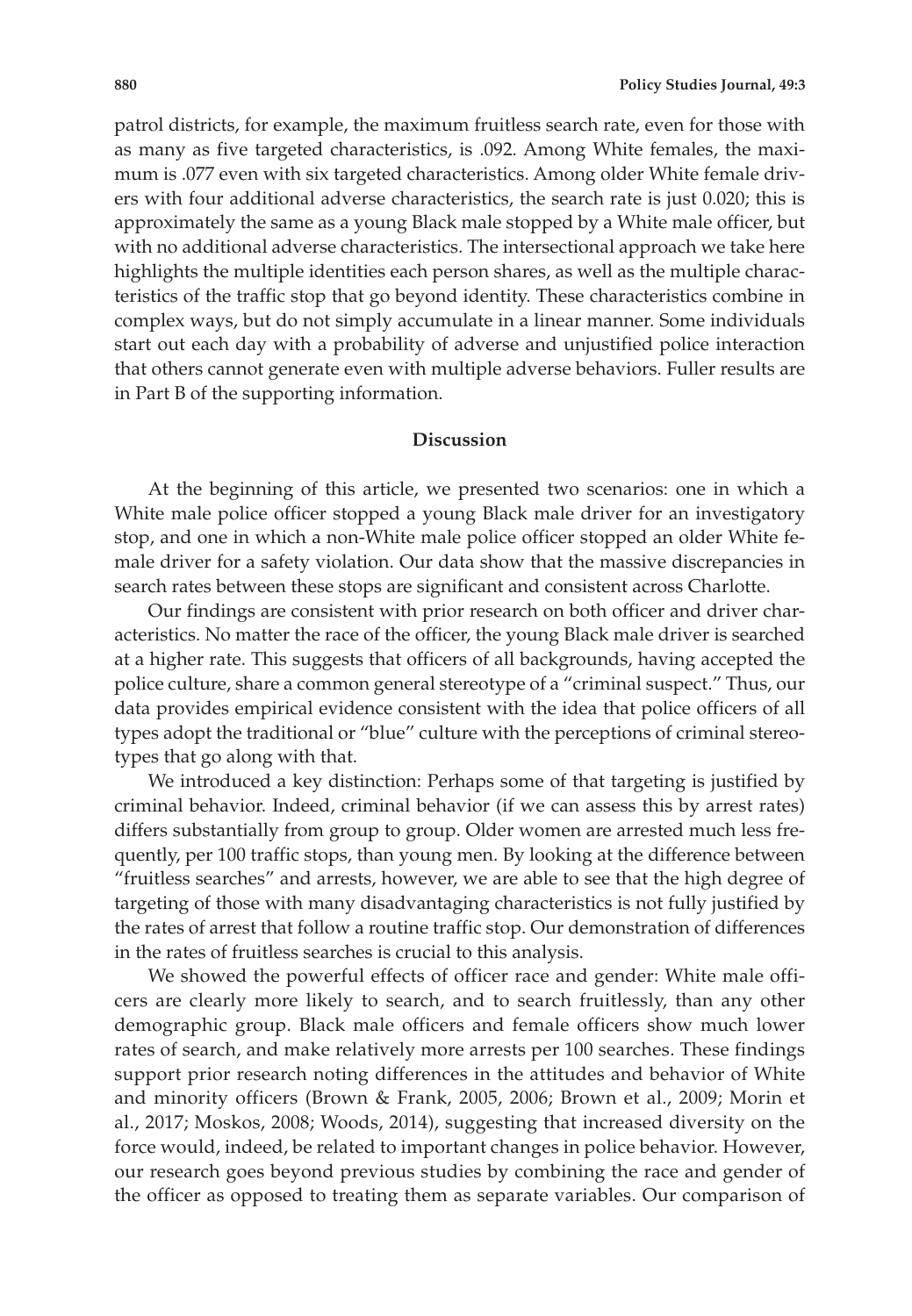patrol districts, for example, the maximum fruitless search rate, even for those with as many as five targeted characteristics, is .092. Among White females, the maximum is .077 even with six targeted characteristics. Among older White female drivers with four additional adverse characteristics, the search rate is just 0.020; this is approximately the same as a young Black male stopped by a White male officer, but with no additional adverse characteristics. The intersectional approach we take here highlights the multiple identities each person shares, as well as the multiple characteristics of the traffic stop that go beyond identity. These characteristics combine in complex ways, but do not simply accumulate in a linear manner. Some individuals start out each day with a probability of adverse and unjustified police interaction that others cannot generate even with multiple adverse behaviors. Fuller results are in Part B of the supporting information.

## Discussion

At the beginning of this article, we presented two scenarios: one in which a White male police officer stopped a young Black male driver for an investigatory stop, and one in which a non-White male police officer stopped an older White female driver for a safety violation. Our data show that the massive discrepancies in search rates between these stops are significant and consistent across Charlotte.

Our findings are consistent with prior research on both officer and driver characteristics. No matter the race of the officer, the young Black male driver is searched at a higher rate. This suggests that officers of all backgrounds, having accepted the police culture, share a common general stereotype of a "criminal suspect." Thus, our data provides empirical evidence consistent with the idea that police officers of all types adopt the traditional or "blue" culture with the perceptions of criminal stereotypes that go along with that.

We introduced a key distinction: Perhaps some of that targeting is justified by criminal behavior. Indeed, criminal behavior (if we can assess this by arrest rates) differs substantially from group to group. Older women are arrested much less frequently, per 100 traffic stops, than young men. By looking at the difference between "fruitless searches" and arrests, however, we are able to see that the high degree of targeting of those with many disadvantaging characteristics is not fully justified by the rates of arrest that follow a routine traffic stop. Our demonstration of differences in the rates of fruitless searches is crucial to this analysis.

We showed the powerful effects of officer race and gender: White male officers are clearly more likely to search, and to search fruitlessly, than any other demographic group. Black male officers and female officers show much lower rates of search, and make relatively more arrests per 100 searches. These findings support prior research noting differences in the attitudes and behavior of White and minority officers (Brown & Frank, 2005, 2006; Brown et al., 2009; Morin et al., 2017; Moskos, 2008; Woods, 2014), suggesting that increased diversity on the force would, indeed, be related to important changes in police behavior. However, our research goes beyond previous studies by combining the race and gender of the officer as opposed to treating them as separate variables. Our comparison of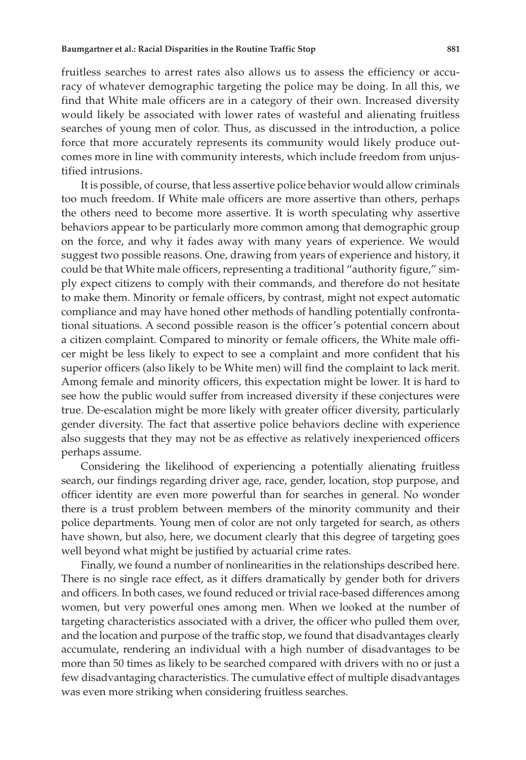fruitless searches to arrest rates also allows us to assess the efficiency or accuracy of whatever demographic targeting the police may be doing. In all this, we find that White male officers are in a category of their own. Increased diversity would likely be associated with lower rates of wasteful and alienating fruitless searches of young men of color. Thus, as discussed in the introduction, a police force that more accurately represents its community would likely produce outcomes more in line with community interests, which include freedom from unjustified intrusions.

It is possible, of course, that less assertive police behavior would allow criminals too much freedom. If White male officers are more assertive than others, perhaps the others need to become more assertive. It is worth speculating why assertive behaviors appear to be particularly more common among that demographic group on the force, and why it fades away with many years of experience. We would suggest two possible reasons. One, drawing from years of experience and history, it could be that White male officers, representing a traditional "authority figure," simply expect citizens to comply with their commands, and therefore do not hesitate to make them. Minority or female officers, by contrast, might not expect automatic compliance and may have honed other methods of handling potentially confrontational situations. A second possible reason is the officer's potential concern about a citizen complaint. Compared to minority or female officers, the White male officer might be less likely to expect to see a complaint and more confident that his superior officers (also likely to be White men) will find the complaint to lack merit. Among female and minority officers, this expectation might be lower. It is hard to see how the public would suffer from increased diversity if these conjectures were true. De-escalation might be more likely with greater officer diversity, particularly gender diversity. The fact that assertive police behaviors decline with experience also suggests that they may not be as effective as relatively inexperienced officers perhaps assume.

Considering the likelihood of experiencing a potentially alienating fruitless search, our findings regarding driver age, race, gender, location, stop purpose, and officer identity are even more powerful than for searches in general. No wonder there is a trust problem between members of the minority community and their police departments. Young men of color are not only targeted for search, as others have shown, but also, here, we document clearly that this degree of targeting goes well beyond what might be justified by actuarial crime rates.

Finally, we found a number of nonlinearities in the relationships described here. There is no single race effect, as it differs dramatically by gender both for drivers and officers. In both cases, we found reduced or trivial race-based differences among women, but very powerful ones among men. When we looked at the number of targeting characteristics associated with a driver, the officer who pulled them over, and the location and purpose of the traffic stop, we found that disadvantages clearly accumulate, rendering an individual with a high number of disadvantages to be more than 50 times as likely to be searched compared with drivers with no or just a few disadvantaging characteristics. The cumulative effect of multiple disadvantages was even more striking when considering fruitless searches.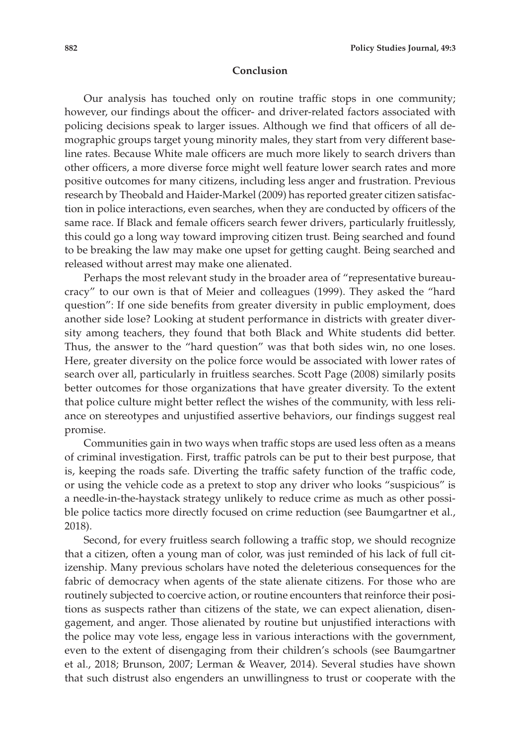## Conclusion

Our analysis has touched only on routine traffic stops in one community; however, our findings about the officer- and driver-related factors associated with policing decisions speak to larger issues. Although we find that officers of all demographic groups target young minority males, they start from very different baseline rates. Because White male officers are much more likely to search drivers than other officers, a more diverse force might well feature lower search rates and more positive outcomes for many citizens, including less anger and frustration. Previous research by Theobald and Haider-Markel (2009) has reported greater citizen satisfaction in police interactions, even searches, when they are conducted by officers of the same race. If Black and female officers search fewer drivers, particularly fruitlessly, this could go a long way toward improving citizen trust. Being searched and found to be breaking the law may make one upset for getting caught. Being searched and released without arrest may make one alienated.

Perhaps the most relevant study in the broader area of "representative bureaucracy" to our own is that of Meier and colleagues (1999). They asked the "hard question": If one side benefits from greater diversity in public employment, does another side lose? Looking at student performance in districts with greater diversity among teachers, they found that both Black and White students did better. Thus, the answer to the "hard question" was that both sides win, no one loses. Here, greater diversity on the police force would be associated with lower rates of search over all, particularly in fruitless searches. Scott Page (2008) similarly posits better outcomes for those organizations that have greater diversity. To the extent that police culture might better reflect the wishes of the community, with less reliance on stereotypes and unjustified assertive behaviors, our findings suggest real promise.

Communities gain in two ways when traffic stops are used less often as a means of criminal investigation. First, traffic patrols can be put to their best purpose, that is, keeping the roads safe. Diverting the traffic safety function of the traffic code, or using the vehicle code as a pretext to stop any driver who looks "suspicious" is a needle-in-the-haystack strategy unlikely to reduce crime as much as other possible police tactics more directly focused on crime reduction (see Baumgartner et al., 2018).

Second, for every fruitless search following a traffic stop, we should recognize that a citizen, often a young man of color, was just reminded of his lack of full citizenship. Many previous scholars have noted the deleterious consequences for the fabric of democracy when agents of the state alienate citizens. For those who are routinely subjected to coercive action, or routine encounters that reinforce their positions as suspects rather than citizens of the state, we can expect alienation, disengagement, and anger. Those alienated by routine but unjustified interactions with the police may vote less, engage less in various interactions with the government, even to the extent of disengaging from their children's schools (see Baumgartner et al., 2018; Brunson, 2007; Lerman & Weaver, 2014). Several studies have shown that such distrust also engenders an unwillingness to trust or cooperate with the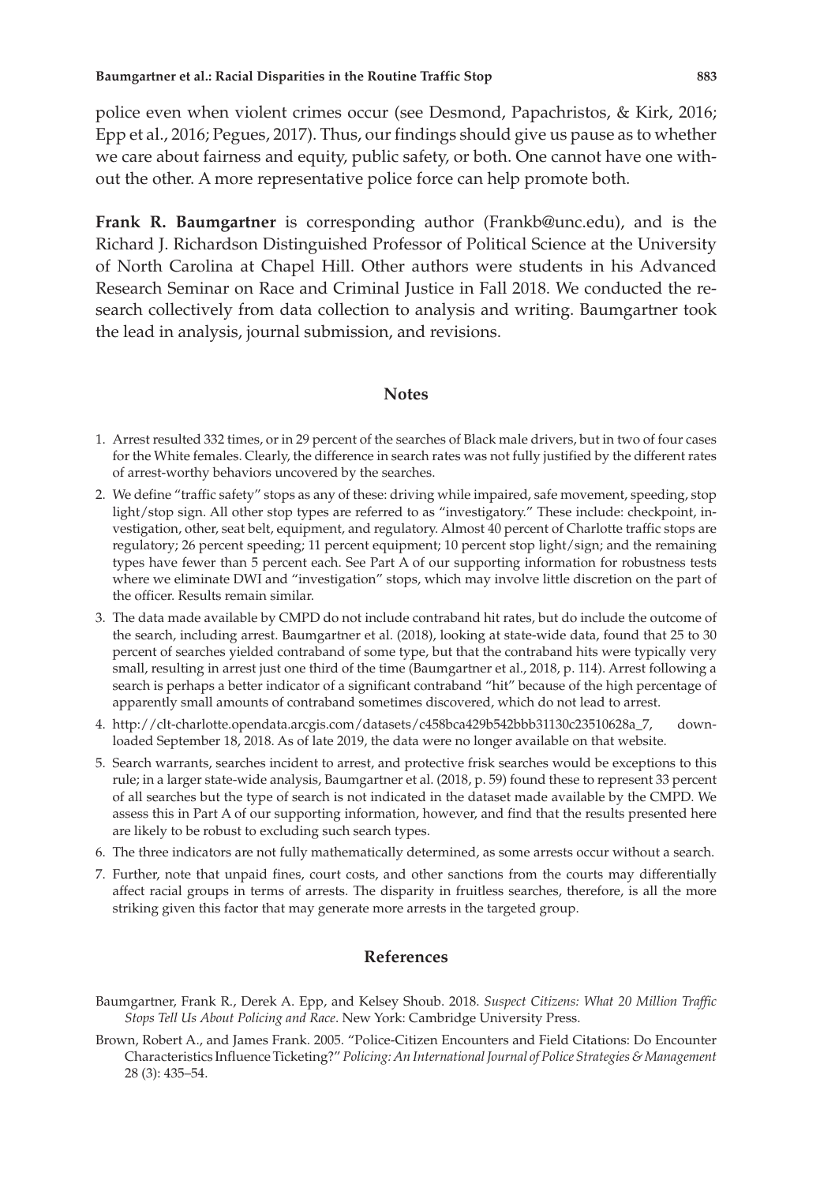police even when violent crimes occur (see Desmond, Papachristos, & Kirk, 2016; Epp et al., 2016; Pegues, 2017). Thus, our findings should give us pause as to whether we care about fairness and equity, public safety, or both. One cannot have one without the other. A more representative police force can help promote both.

**Frank R. Baumgartner** is corresponding author (Frankb@unc.edu), and is the Richard J. Richardson Distinguished Professor of Political Science at the University of North Carolina at Chapel Hill. Other authors were students in his Advanced Research Seminar on Race and Criminal Justice in Fall 2018. We conducted the research collectively from data collection to analysis and writing. Baumgartner took the lead in analysis, journal submission, and revisions.

## Notes

1. Arrest resulted 332 times, or in 29 percent of the searches of Black male drivers, but in two of four cases for the White females. Clearly, the difference in search rates was not fully justified by the different rates of arrest-worthy behaviors uncovered by the searches.
2. We define "traffic safety" stops as any of these: driving while impaired, safe movement, speeding, stop light/stop sign. All other stop types are referred to as "investigatory." These include: checkpoint, investigation, other, seat belt, equipment, and regulatory. Almost 40 percent of Charlotte traffic stops are regulatory; 26 percent speeding; 11 percent equipment; 10 percent stop light/sign; and the remaining types have fewer than 5 percent each. See Part A of our supporting information for robustness tests where we eliminate DWI and "investigation" stops, which may involve little discretion on the part of the officer. Results remain similar.
3. The data made available by CMPD do not include contraband hit rates, but do include the outcome of the search, including arrest. Baumgartner et al. (2018), looking at state-wide data, found that 25 to 30 percent of searches yielded contraband of some type, but that the contraband hits were typically very small, resulting in arrest just one third of the time (Baumgartner et al., 2018, p. 114). Arrest following a search is perhaps a better indicator of a significant contraband "hit" because of the high percentage of apparently small amounts of contraband sometimes discovered, which do not lead to arrest.
4. http://clt-charlotte.opendata.arcgis.com/datasets/c458bca429b542bbb31130c23510628a_7, downloaded September 18, 2018. As of late 2019, the data were no longer available on that website.
5. Search warrants, searches incident to arrest, and protective frisk searches would be exceptions to this rule; in a larger state-wide analysis, Baumgartner et al. (2018, p. 59) found these to represent 33 percent of all searches but the type of search is not indicated in the dataset made available by the CMPD. We assess this in Part A of our supporting information, however, and find that the results presented here are likely to be robust to excluding such search types.
6. The three indicators are not fully mathematically determined, as some arrests occur without a search.
7. Further, note that unpaid fines, court costs, and other sanctions from the courts may differentially affect racial groups in terms of arrests. The disparity in fruitless searches, therefore, is all the more striking given this factor that may generate more arrests in the targeted group.

## References

Baumgartner, Frank R., Derek A. Epp, and Kelsey Shoub. 2018. *Suspect Citizens: What 20 Million Traffic Stops Tell Us About Policing and Race*. New York: Cambridge University Press.

Brown, Robert A., and James Frank. 2005. "Police-Citizen Encounters and Field Citations: Do Encounter Characteristics Influence Ticketing?" *Policing: An International Journal of Police Strategies & Management* 28 (3): 435–54.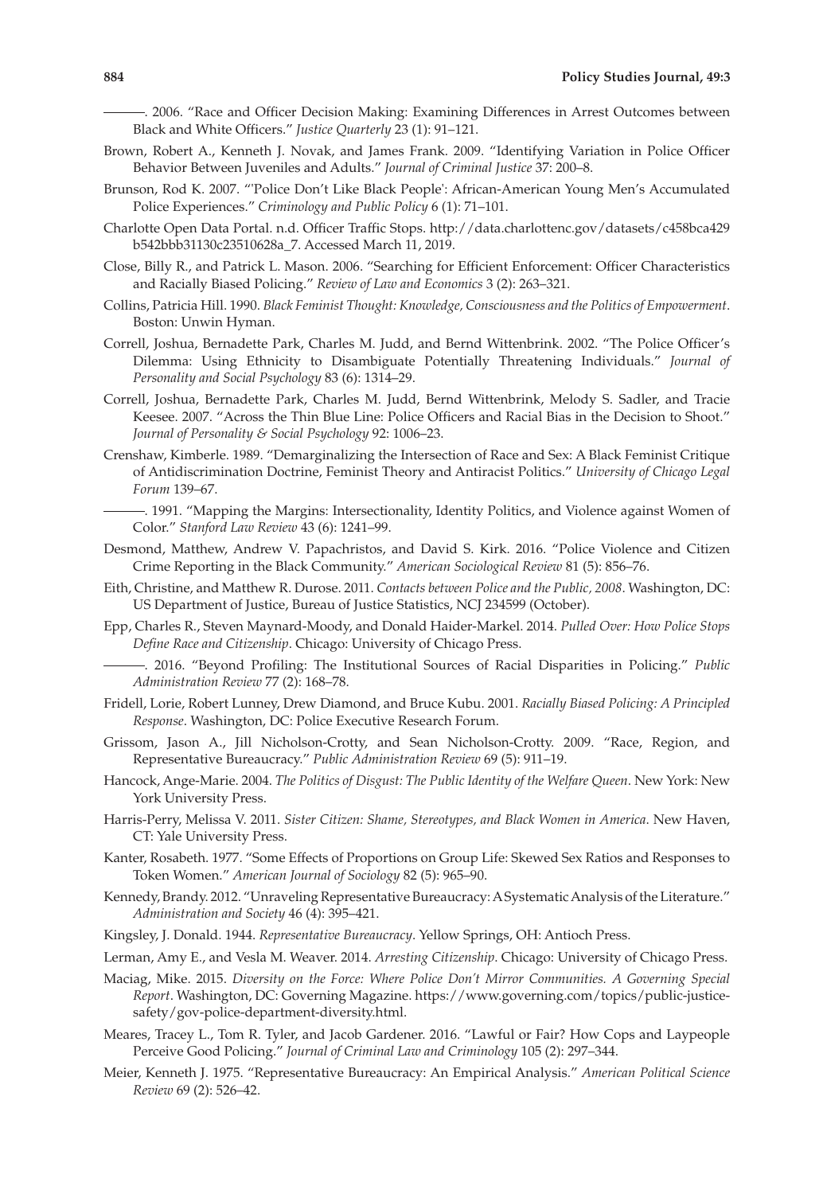———. 2006. "Race and Officer Decision Making: Examining Differences in Arrest Outcomes between Black and White Officers." *Justice Quarterly* 23 (1): 91–121.

Brown, Robert A., Kenneth J. Novak, and James Frank. 2009. "Identifying Variation in Police Officer Behavior Between Juveniles and Adults." *Journal of Criminal Justice* 37: 200–8.

Brunson, Rod K. 2007. "'Police Don't Like Black People': African-American Young Men's Accumulated Police Experiences." *Criminology and Public Policy* 6 (1): 71–101.

Charlotte Open Data Portal. n.d. Officer Traffic Stops. http://data.charlottenc.gov/datasets/c458bca429b542bbb31130c23510628a_7. Accessed March 11, 2019.

Close, Billy R., and Patrick L. Mason. 2006. "Searching for Efficient Enforcement: Officer Characteristics and Racially Biased Policing." *Review of Law and Economics* 3 (2): 263–321.

Collins, Patricia Hill. 1990. *Black Feminist Thought: Knowledge, Consciousness and the Politics of Empowerment*. Boston: Unwin Hyman.

Correll, Joshua, Bernadette Park, Charles M. Judd, and Bernd Wittenbrink. 2002. "The Police Officer's Dilemma: Using Ethnicity to Disambiguate Potentially Threatening Individuals." *Journal of Personality and Social Psychology* 83 (6): 1314–29.

Correll, Joshua, Bernadette Park, Charles M. Judd, Bernd Wittenbrink, Melody S. Sadler, and Tracie Keesee. 2007. "Across the Thin Blue Line: Police Officers and Racial Bias in the Decision to Shoot." *Journal of Personality & Social Psychology* 92: 1006–23.

Crenshaw, Kimberle. 1989. "Demarginalizing the Intersection of Race and Sex: A Black Feminist Critique of Antidiscrimination Doctrine, Feminist Theory and Antiracist Politics." *University of Chicago Legal Forum* 139–67.

———. 1991. "Mapping the Margins: Intersectionality, Identity Politics, and Violence against Women of Color." *Stanford Law Review* 43 (6): 1241–99.

Desmond, Matthew, Andrew V. Papachristos, and David S. Kirk. 2016. "Police Violence and Citizen Crime Reporting in the Black Community." *American Sociological Review* 81 (5): 856–76.

Eith, Christine, and Matthew R. Durose. 2011. *Contacts between Police and the Public, 2008*. Washington, DC: US Department of Justice, Bureau of Justice Statistics, NCJ 234599 (October).

Epp, Charles R., Steven Maynard-Moody, and Donald Haider-Markel. 2014. *Pulled Over: How Police Stops Define Race and Citizenship*. Chicago: University of Chicago Press.

———. 2016. "Beyond Profiling: The Institutional Sources of Racial Disparities in Policing." *Public Administration Review* 77 (2): 168–78.

Fridell, Lorie, Robert Lunney, Drew Diamond, and Bruce Kubu. 2001. *Racially Biased Policing: A Principled Response*. Washington, DC: Police Executive Research Forum.

Grissom, Jason A., Jill Nicholson-Crotty, and Sean Nicholson-Crotty. 2009. "Race, Region, and Representative Bureaucracy." *Public Administration Review* 69 (5): 911–19.

Hancock, Ange-Marie. 2004. *The Politics of Disgust: The Public Identity of the Welfare Queen*. New York: New York University Press.

Harris-Perry, Melissa V. 2011. *Sister Citizen: Shame, Stereotypes, and Black Women in America*. New Haven, CT: Yale University Press.

Kanter, Rosabeth. 1977. "Some Effects of Proportions on Group Life: Skewed Sex Ratios and Responses to Token Women." *American Journal of Sociology* 82 (5): 965–90.

Kennedy, Brandy. 2012. "Unraveling Representative Bureaucracy: A Systematic Analysis of the Literature." *Administration and Society* 46 (4): 395–421.

Kingsley, J. Donald. 1944. *Representative Bureaucracy*. Yellow Springs, OH: Antioch Press.

Lerman, Amy E., and Vesla M. Weaver. 2014. *Arresting Citizenship*. Chicago: University of Chicago Press.

Maciag, Mike. 2015. *Diversity on the Force: Where Police Don't Mirror Communities. A Governing Special Report*. Washington, DC: Governing Magazine. https://www.governing.com/topics/public-justice-safety/gov-police-department-diversity.html.

Meares, Tracey L., Tom R. Tyler, and Jacob Gardener. 2016. "Lawful or Fair? How Cops and Laypeople Perceive Good Policing." *Journal of Criminal Law and Criminology* 105 (2): 297–344.

Meier, Kenneth J. 1975. "Representative Bureaucracy: An Empirical Analysis." *American Political Science Review* 69 (2): 526–42.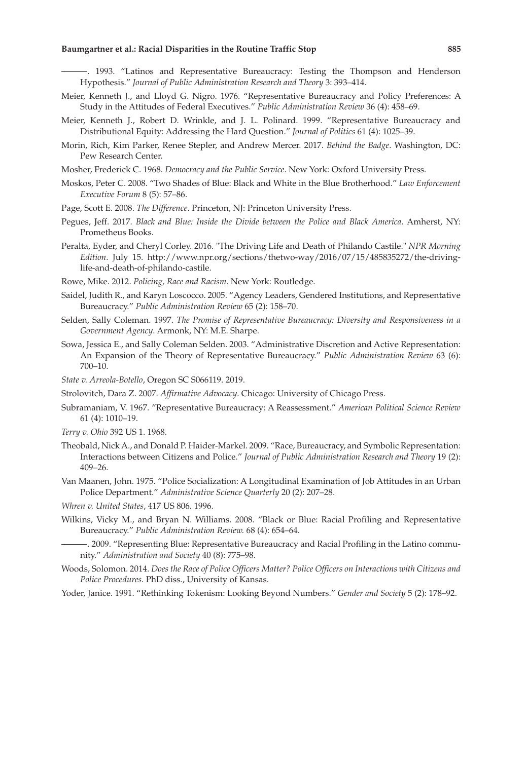———. 1993. "Latinos and Representative Bureaucracy: Testing the Thompson and Henderson Hypothesis." *Journal of Public Administration Research and Theory* 3: 393–414.

Meier, Kenneth J., and Lloyd G. Nigro. 1976. "Representative Bureaucracy and Policy Preferences: A Study in the Attitudes of Federal Executives." *Public Administration Review* 36 (4): 458–69.

Meier, Kenneth J., Robert D. Wrinkle, and J. L. Polinard. 1999. "Representative Bureaucracy and Distributional Equity: Addressing the Hard Question." *Journal of Politics* 61 (4): 1025–39.

Morin, Rich, Kim Parker, Renee Stepler, and Andrew Mercer. 2017. *Behind the Badge*. Washington, DC: Pew Research Center.

Mosher, Frederick C. 1968. *Democracy and the Public Service*. New York: Oxford University Press.

Moskos, Peter C. 2008. "Two Shades of Blue: Black and White in the Blue Brotherhood." *Law Enforcement Executive Forum* 8 (5): 57–86.

Page, Scott E. 2008. *The Difference*. Princeton, NJ: Princeton University Press.

Pegues, Jeff. 2017. *Black and Blue: Inside the Divide between the Police and Black America*. Amherst, NY: Prometheus Books.

Peralta, Eyder, and Cheryl Corley. 2016. "The Driving Life and Death of Philando Castile." *NPR Morning Edition*. July 15. http://www.npr.org/sections/thetwo-way/2016/07/15/485835272/the-driving-life-and-death-of-philando-castile.

Rowe, Mike. 2012. *Policing, Race and Racism*. New York: Routledge.

Saidel, Judith R., and Karyn Loscocco. 2005. "Agency Leaders, Gendered Institutions, and Representative Bureaucracy." *Public Administration Review* 65 (2): 158–70.

Selden, Sally Coleman. 1997. *The Promise of Representative Bureaucracy: Diversity and Responsiveness in a Government Agency*. Armonk, NY: M.E. Sharpe.

Sowa, Jessica E., and Sally Coleman Selden. 2003. "Administrative Discretion and Active Representation: An Expansion of the Theory of Representative Bureaucracy." *Public Administration Review* 63 (6): 700–10.

*State v. Arreola-Botello*, Oregon SC S066119. 2019.

Strolovitch, Dara Z. 2007. *Affirmative Advocacy*. Chicago: University of Chicago Press.

Subramaniam, V. 1967. "Representative Bureaucracy: A Reassessment." *American Political Science Review* 61 (4): 1010–19.

*Terry v. Ohio* 392 US 1. 1968.

Theobald, Nick A., and Donald P. Haider-Markel. 2009. "Race, Bureaucracy, and Symbolic Representation: Interactions between Citizens and Police." *Journal of Public Administration Research and Theory* 19 (2): 409–26.

Van Maanen, John. 1975. "Police Socialization: A Longitudinal Examination of Job Attitudes in an Urban Police Department." *Administrative Science Quarterly* 20 (2): 207–28.

*Whren v. United States*, 417 US 806. 1996.

Wilkins, Vicky M., and Bryan N. Williams. 2008. "Black or Blue: Racial Profiling and Representative Bureaucracy." *Public Administration Review.* 68 (4): 654–64.

———. 2009. "Representing Blue: Representative Bureaucracy and Racial Profiling in the Latino community." *Administration and Society* 40 (8): 775–98.

Woods, Solomon. 2014. *Does the Race of Police Officers Matter? Police Officers on Interactions with Citizens and Police Procedures*. PhD diss., University of Kansas.

Yoder, Janice. 1991. "Rethinking Tokenism: Looking Beyond Numbers." *Gender and Society* 5 (2): 178–92.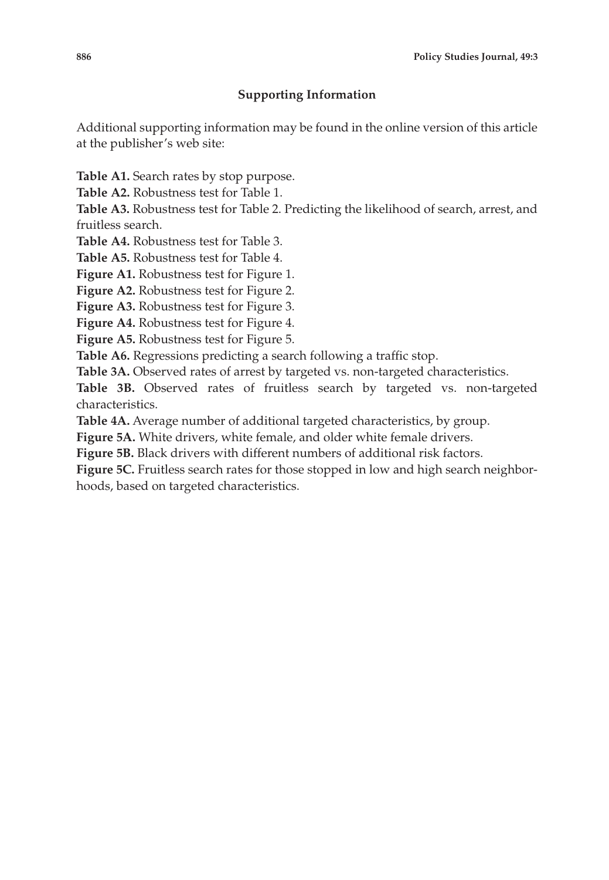## Supporting Information

Additional supporting information may be found in the online version of this article at the publisher's web site:

**Table A1.** Search rates by stop purpose.
**Table A2.** Robustness test for Table 1.
**Table A3.** Robustness test for Table 2. Predicting the likelihood of search, arrest, and fruitless search.
**Table A4.** Robustness test for Table 3.
**Table A5.** Robustness test for Table 4.
**Figure A1.** Robustness test for Figure 1.
**Figure A2.** Robustness test for Figure 2.
**Figure A3.** Robustness test for Figure 3.
**Figure A4.** Robustness test for Figure 4.
**Figure A5.** Robustness test for Figure 5.
**Table A6.** Regressions predicting a search following a traffic stop.
**Table 3A.** Observed rates of arrest by targeted vs. non-targeted characteristics.
**Table 3B.** Observed rates of fruitless search by targeted vs. non-targeted characteristics.
**Table 4A.** Average number of additional targeted characteristics, by group.
**Figure 5A.** White drivers, white female, and older white female drivers.
**Figure 5B.** Black drivers with different numbers of additional risk factors.
**Figure 5C.** Fruitless search rates for those stopped in low and high search neighborhoods, based on targeted characteristics.